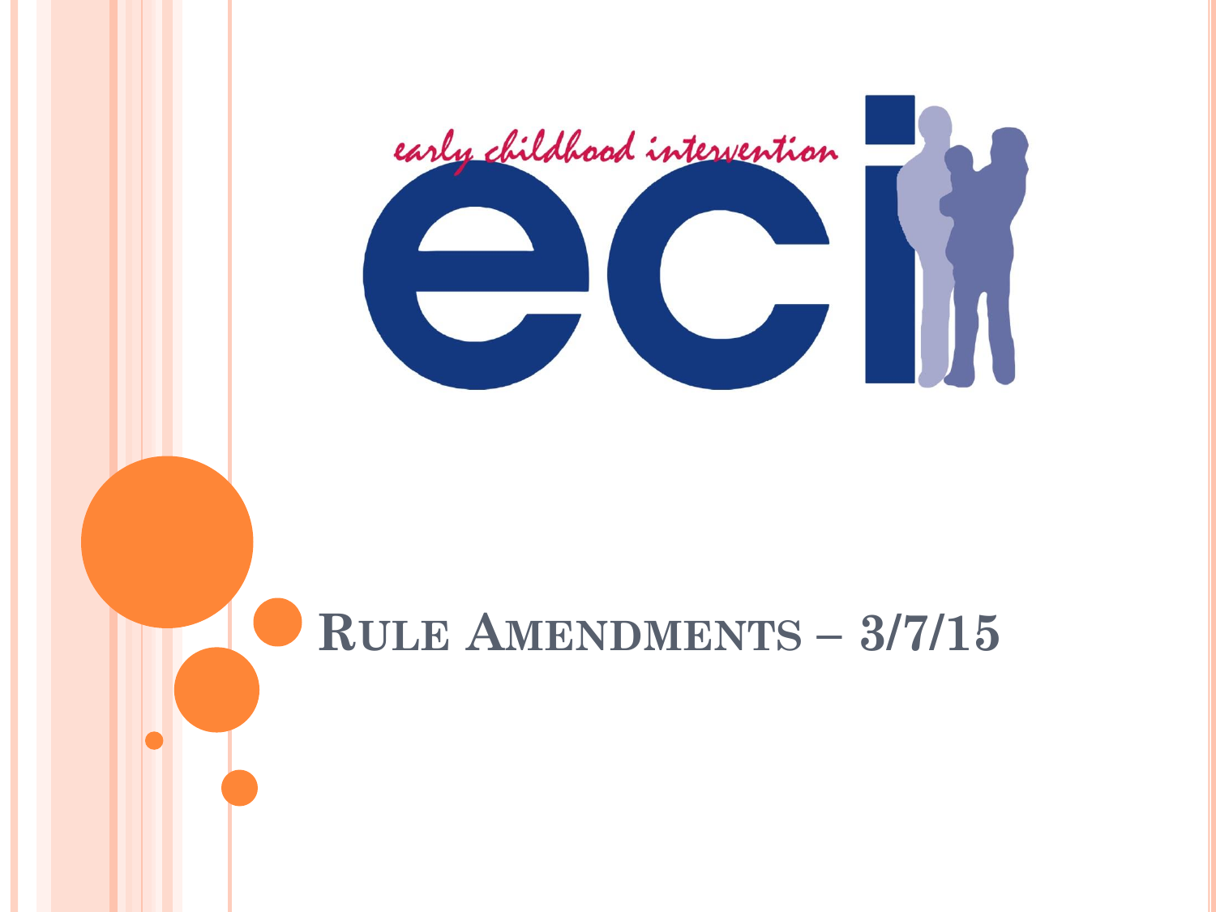early childhood intervention

eci

# Rule Amendments – 3/7/15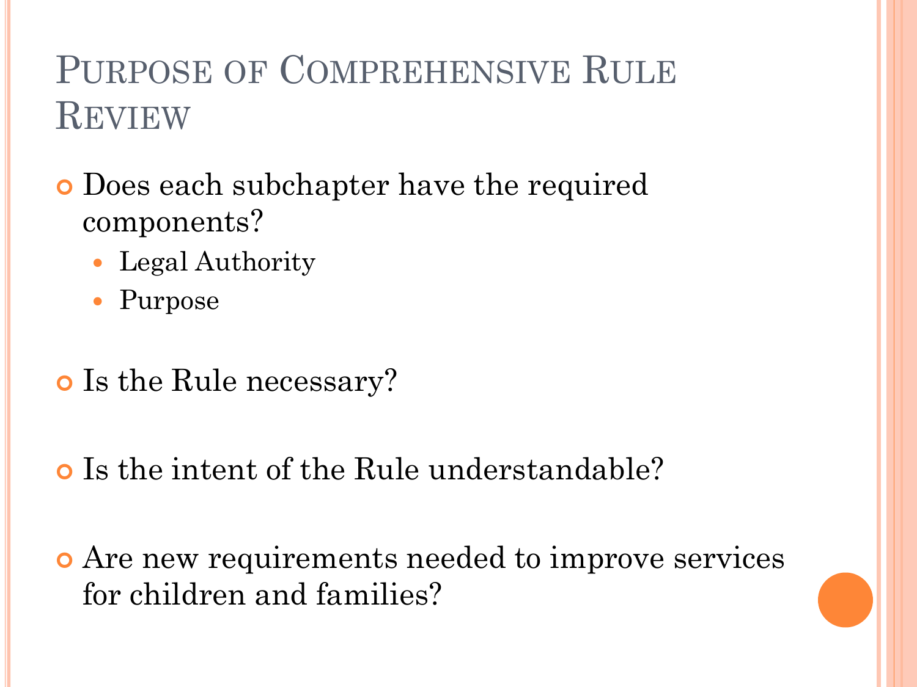# Purpose of Comprehensive Rule Review

- Does each subchapter have the required components?
  - Legal Authority
  - Purpose
- Is the Rule necessary?
- Is the intent of the Rule understandable?
- Are new requirements needed to improve services for children and families?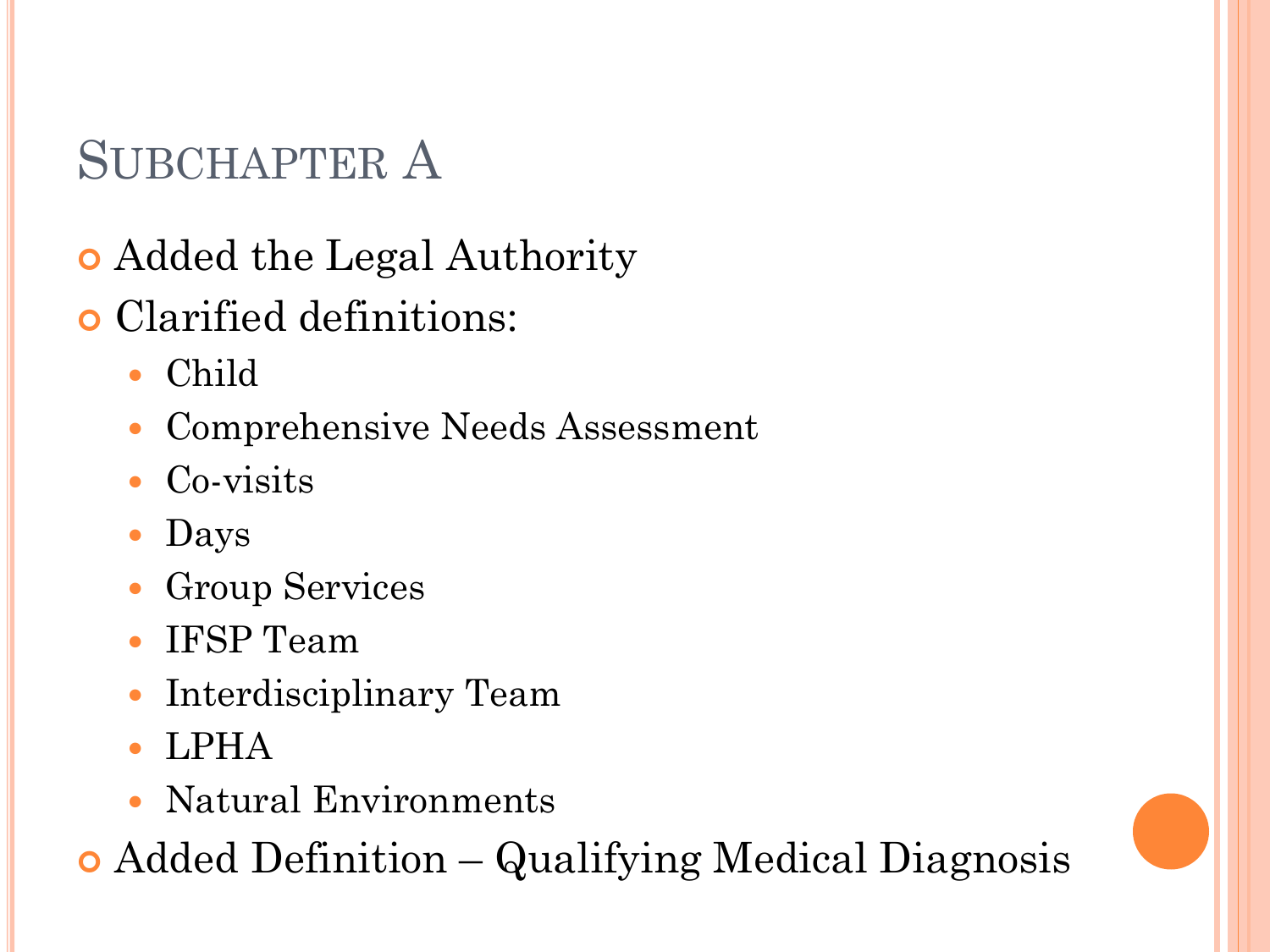# Subchapter A

- Added the Legal Authority
- Clarified definitions:
  - Child
  - Comprehensive Needs Assessment
  - Co-visits
  - Days
  - Group Services
  - IFSP Team
  - Interdisciplinary Team
  - LPHA
  - Natural Environments
- Added Definition – Qualifying Medical Diagnosis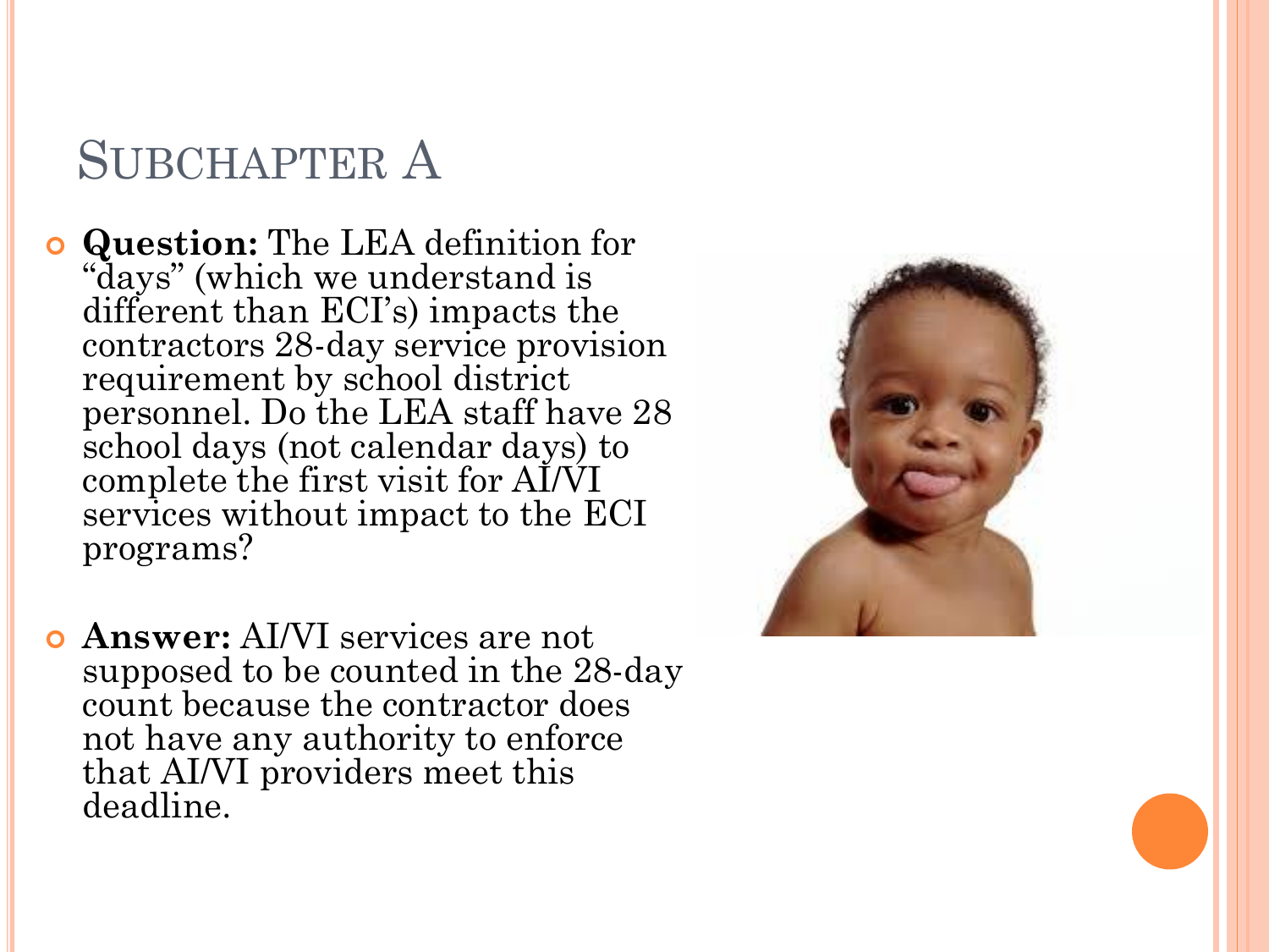# Subchapter A

- **Question:** The LEA definition for "days" (which we understand is different than ECI's) impacts the contractors 28-day service provision requirement by school district personnel. Do the LEA staff have 28 school days (not calendar days) to complete the first visit for AI/VI services without impact to the ECI programs?

- **Answer:** AI/VI services are not supposed to be counted in the 28-day count because the contractor does not have any authority to enforce that AI/VI providers meet this deadline.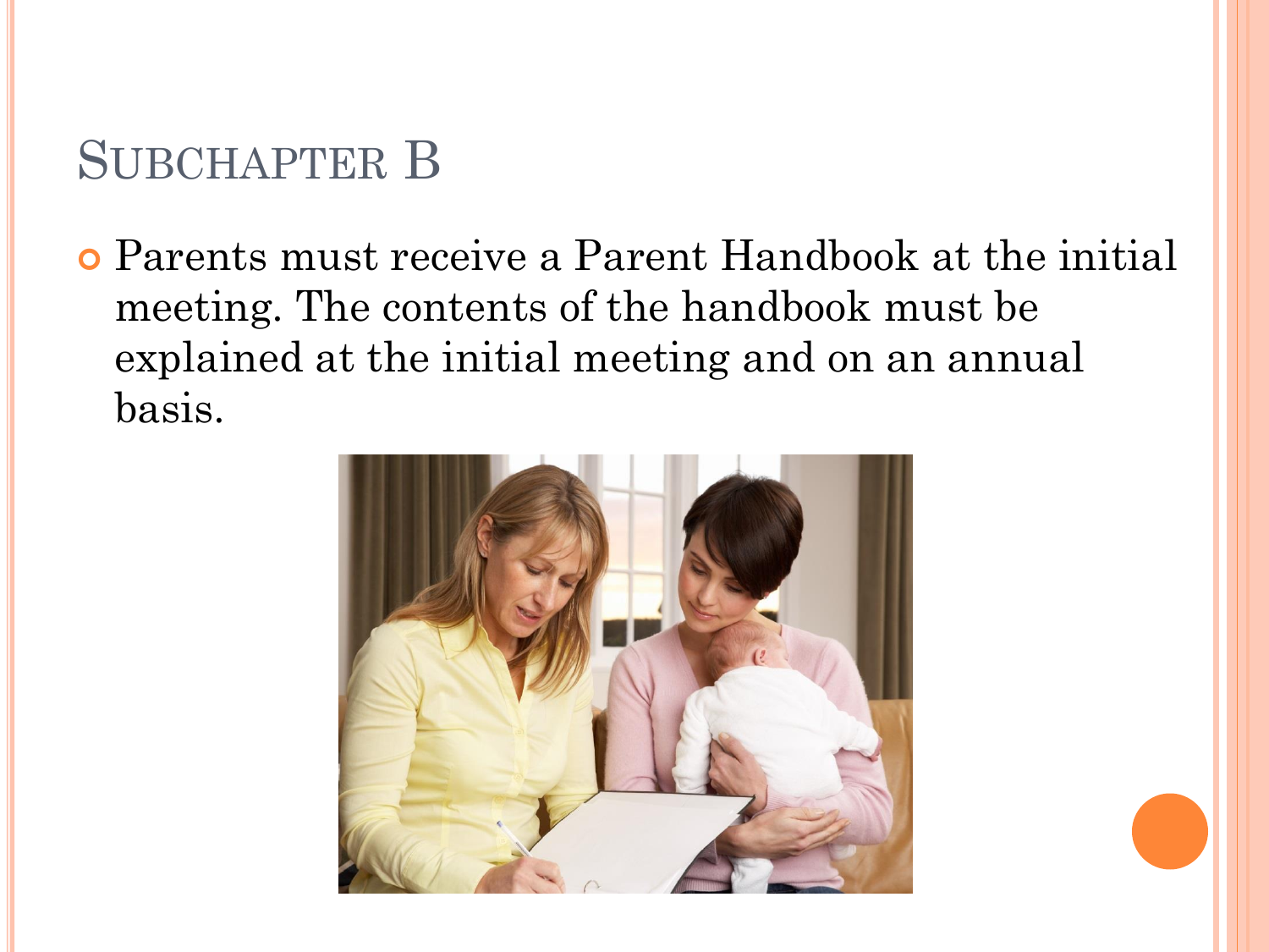# Subchapter B

- Parents must receive a Parent Handbook at the initial meeting. The contents of the handbook must be explained at the initial meeting and on an annual basis.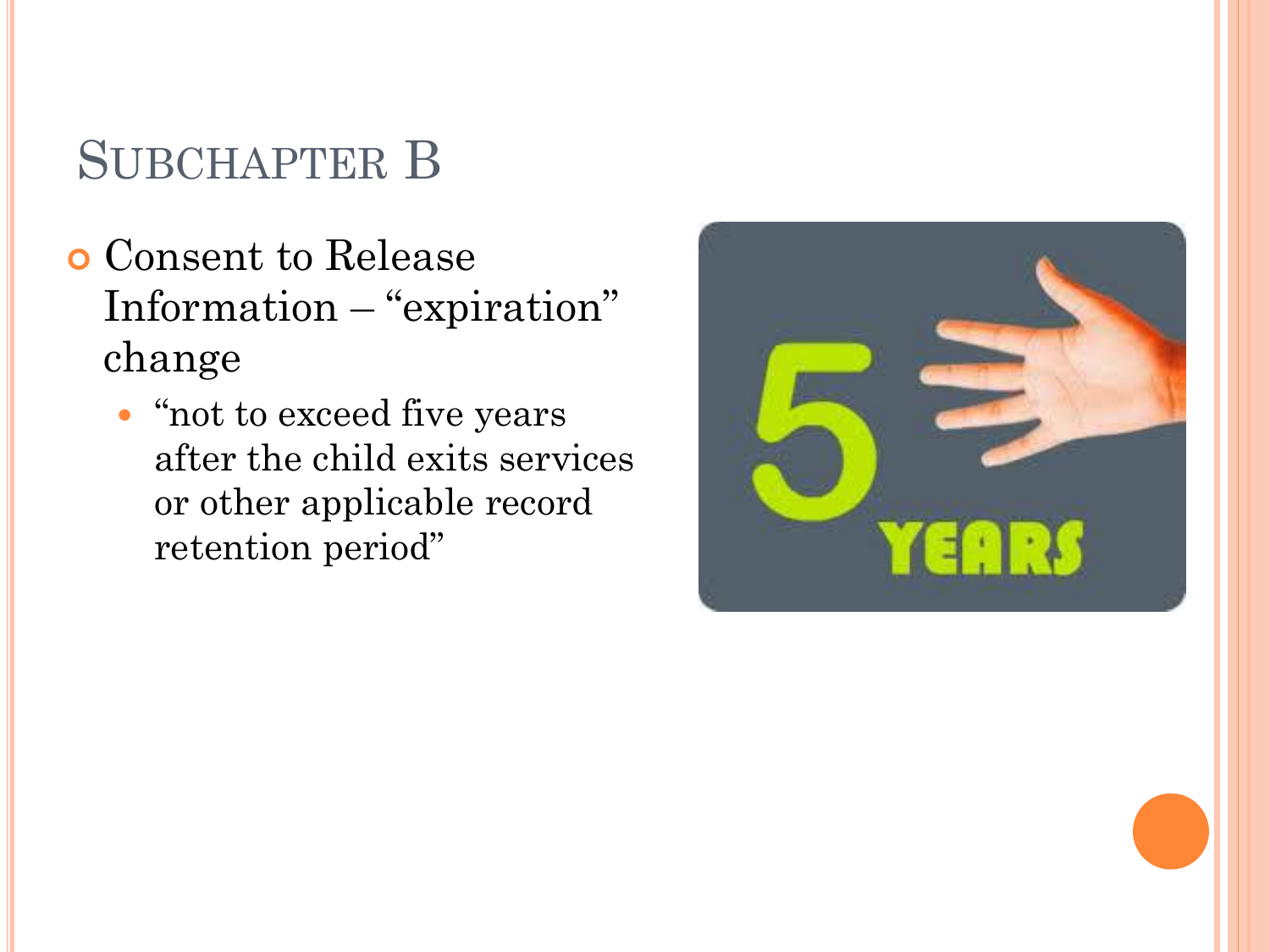# Subchapter B

- Consent to Release Information – "expiration" change
  - "not to exceed five years after the child exits services or other applicable record retention period"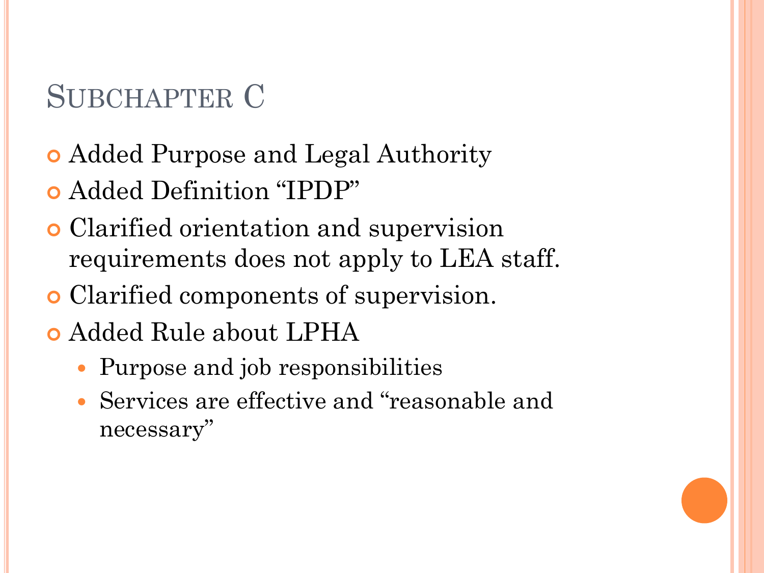# Subchapter C

- Added Purpose and Legal Authority
- Added Definition "IPDP"
- Clarified orientation and supervision requirements does not apply to LEA staff.
- Clarified components of supervision.
- Added Rule about LPHA
  - Purpose and job responsibilities
  - Services are effective and "reasonable and necessary"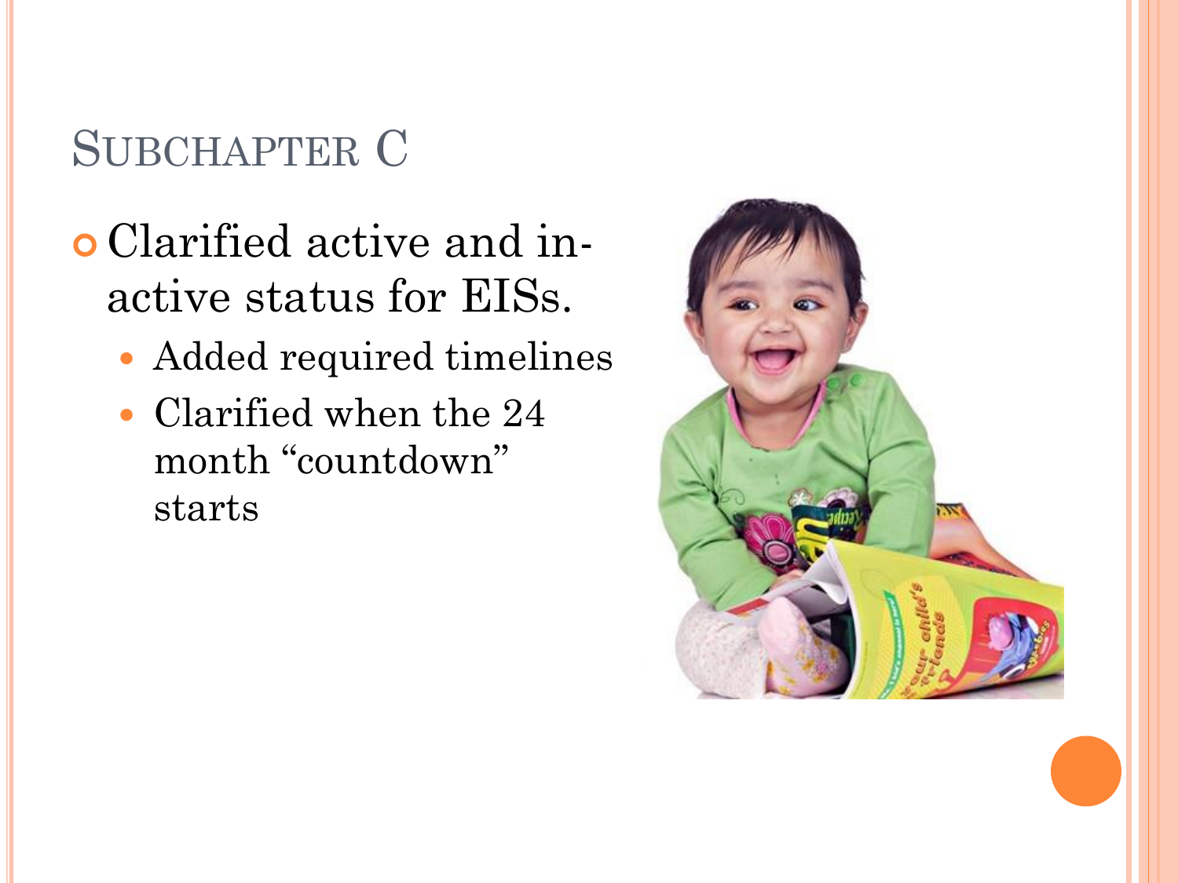# Subchapter C

- Clarified active and in-active status for EISs.
  - Added required timelines
  - Clarified when the 24 month "countdown" starts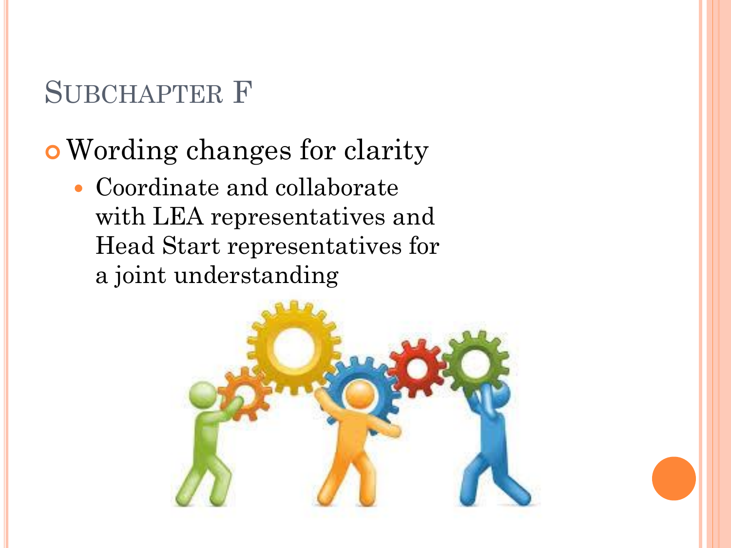# Subchapter F

- Wording changes for clarity
  - Coordinate and collaborate with LEA representatives and Head Start representatives for a joint understanding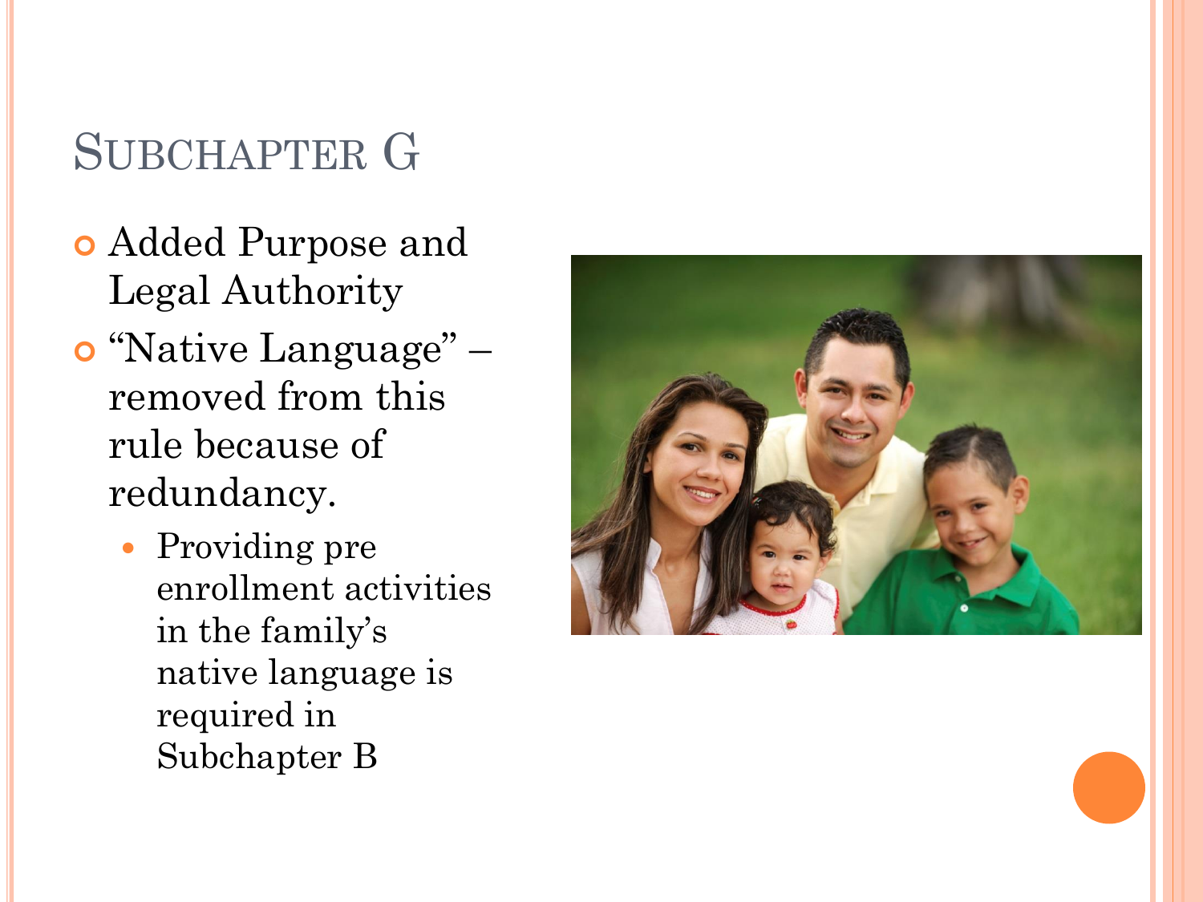# Subchapter G

- Added Purpose and Legal Authority
- "Native Language" – removed from this rule because of redundancy.
  - Providing pre enrollment activities in the family's native language is required in Subchapter B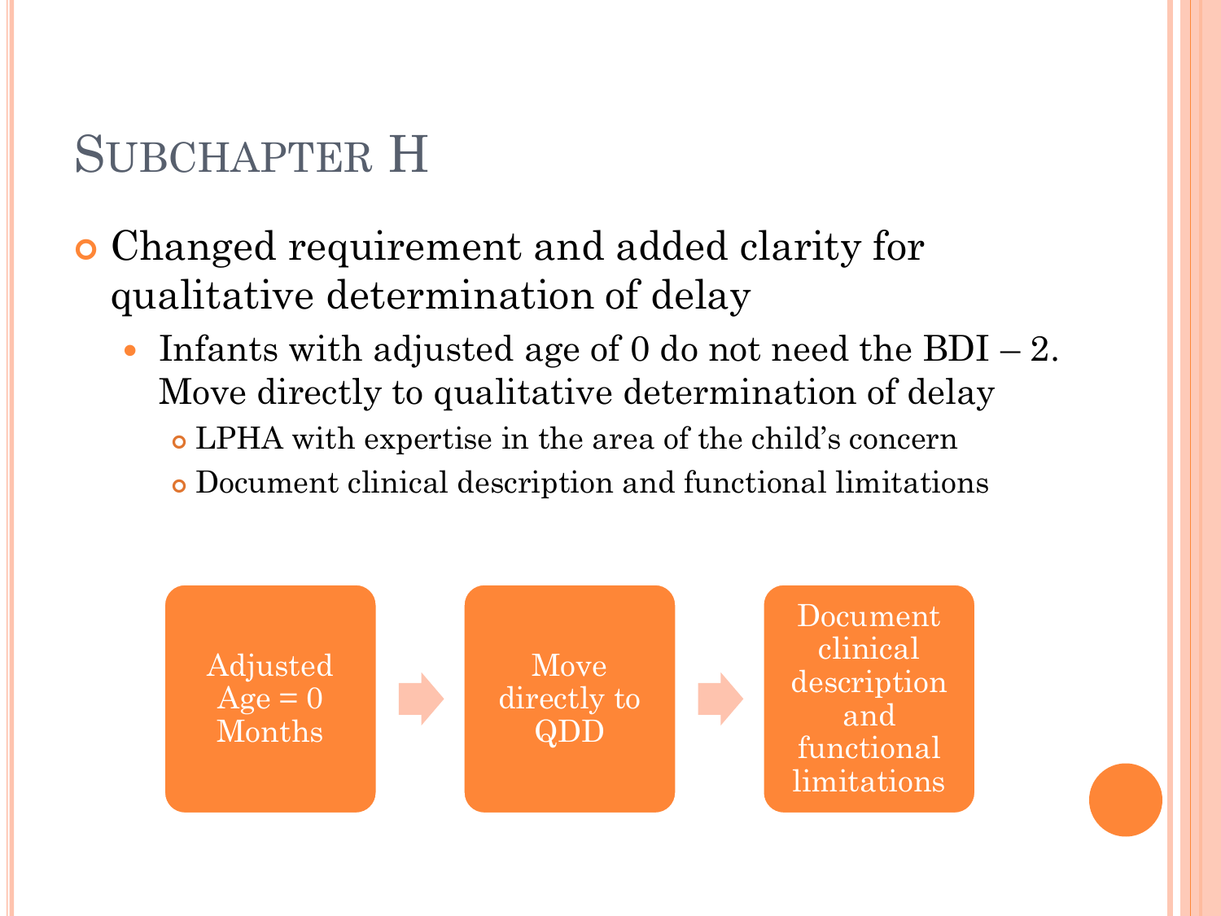# Subchapter H

- Changed requirement and added clarity for qualitative determination of delay
  - Infants with adjusted age of 0 do not need the BDI – 2. Move directly to qualitative determination of delay
    - LPHA with expertise in the area of the child's concern
    - Document clinical description and functional limitations

Adjusted Age = 0 Months → Move directly to QDD → Document clinical description and functional limitations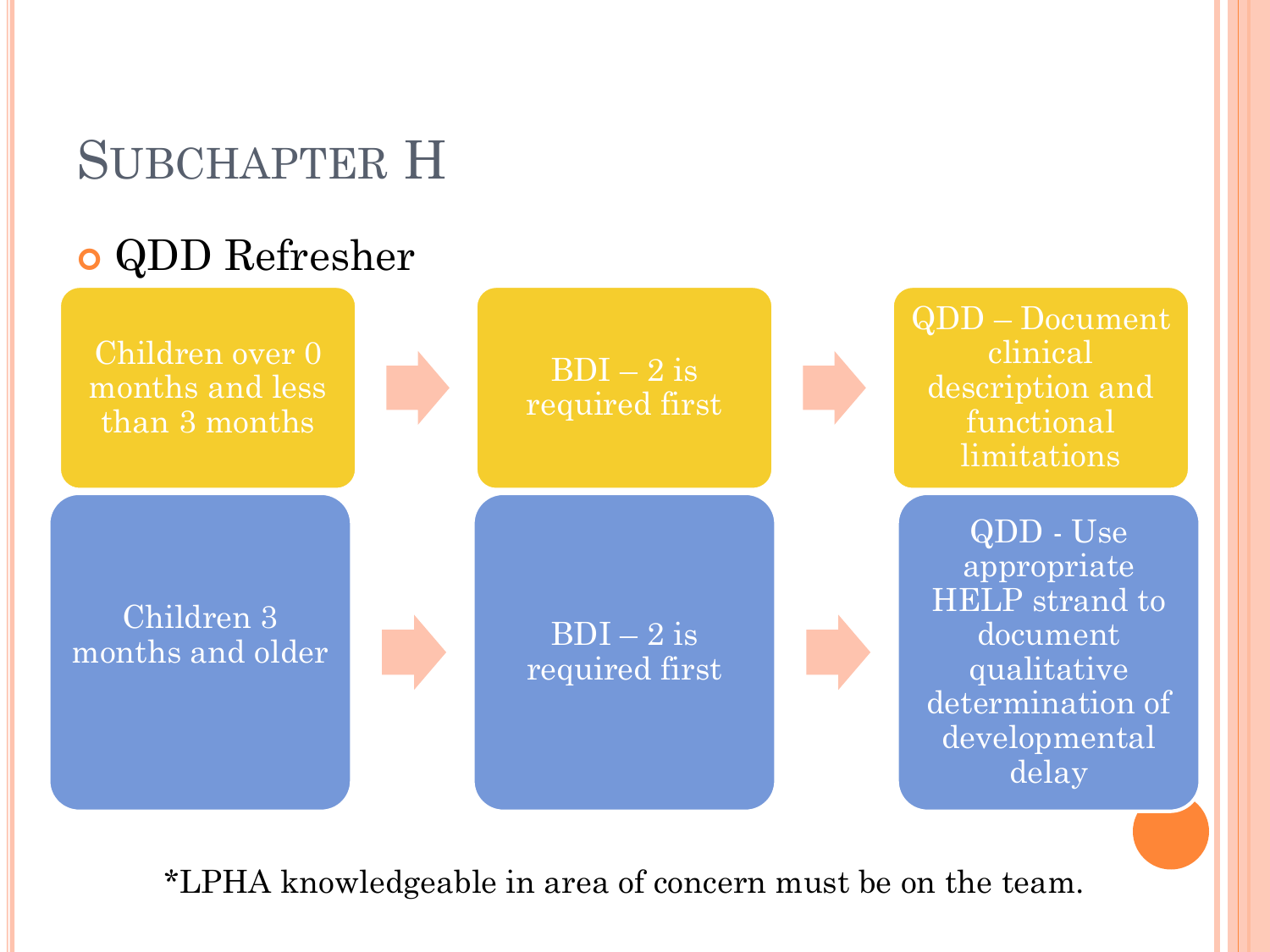# Subchapter H

- QDD Refresher

Children over 0 months and less than 3 months → BDI – 2 is required first → QDD – Document clinical description and functional limitations

Children 3 months and older → BDI – 2 is required first → QDD - Use appropriate HELP strand to document qualitative determination of developmental delay

*LPHA knowledgeable in area of concern must be on the team.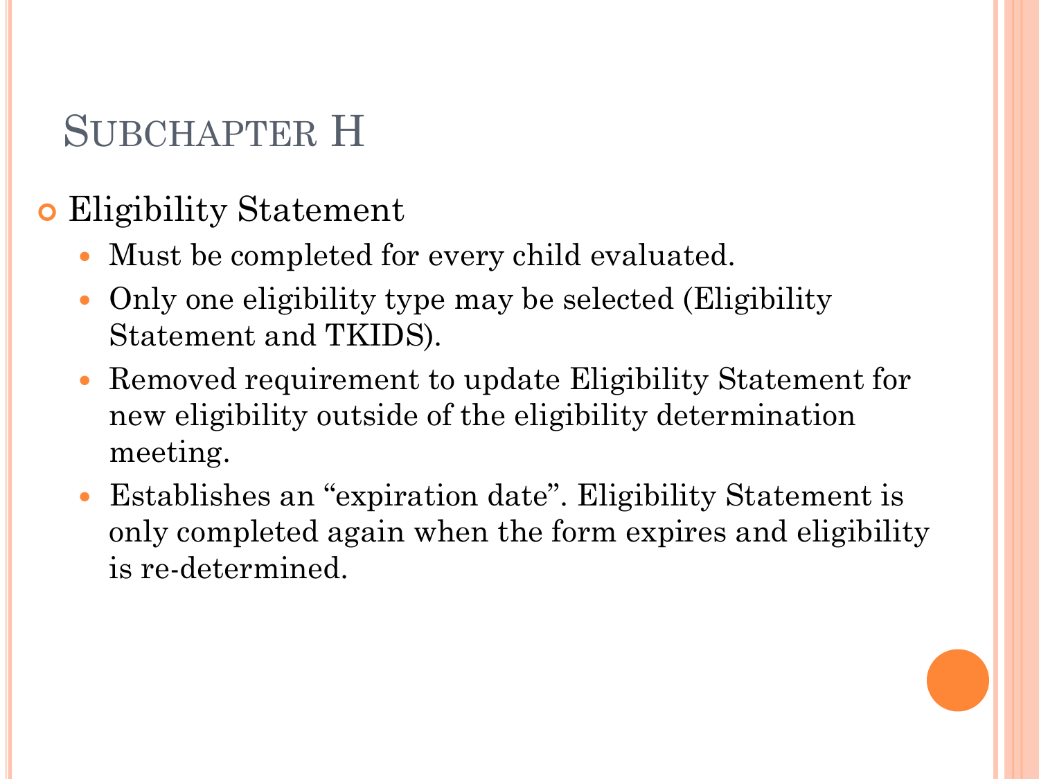# Subchapter H

- Eligibility Statement
  - Must be completed for every child evaluated.
  - Only one eligibility type may be selected (Eligibility Statement and TKIDS).
  - Removed requirement to update Eligibility Statement for new eligibility outside of the eligibility determination meeting.
  - Establishes an "expiration date". Eligibility Statement is only completed again when the form expires and eligibility is re-determined.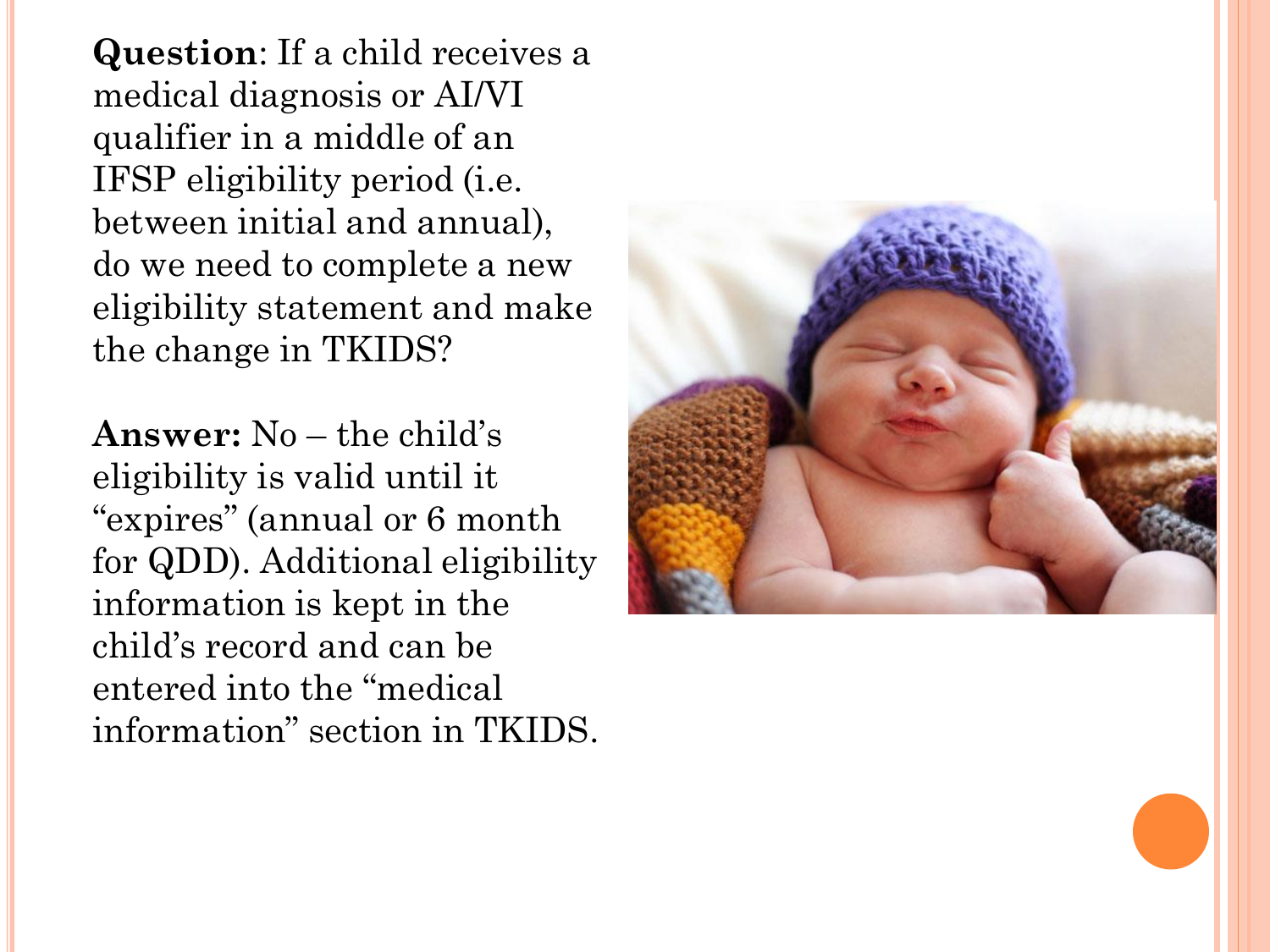**Question**: If a child receives a medical diagnosis or AI/VI qualifier in a middle of an IFSP eligibility period (i.e. between initial and annual), do we need to complete a new eligibility statement and make the change in TKIDS?

**Answer:** No – the child's eligibility is valid until it "expires" (annual or 6 month for QDD). Additional eligibility information is kept in the child's record and can be entered into the "medical information" section in TKIDS.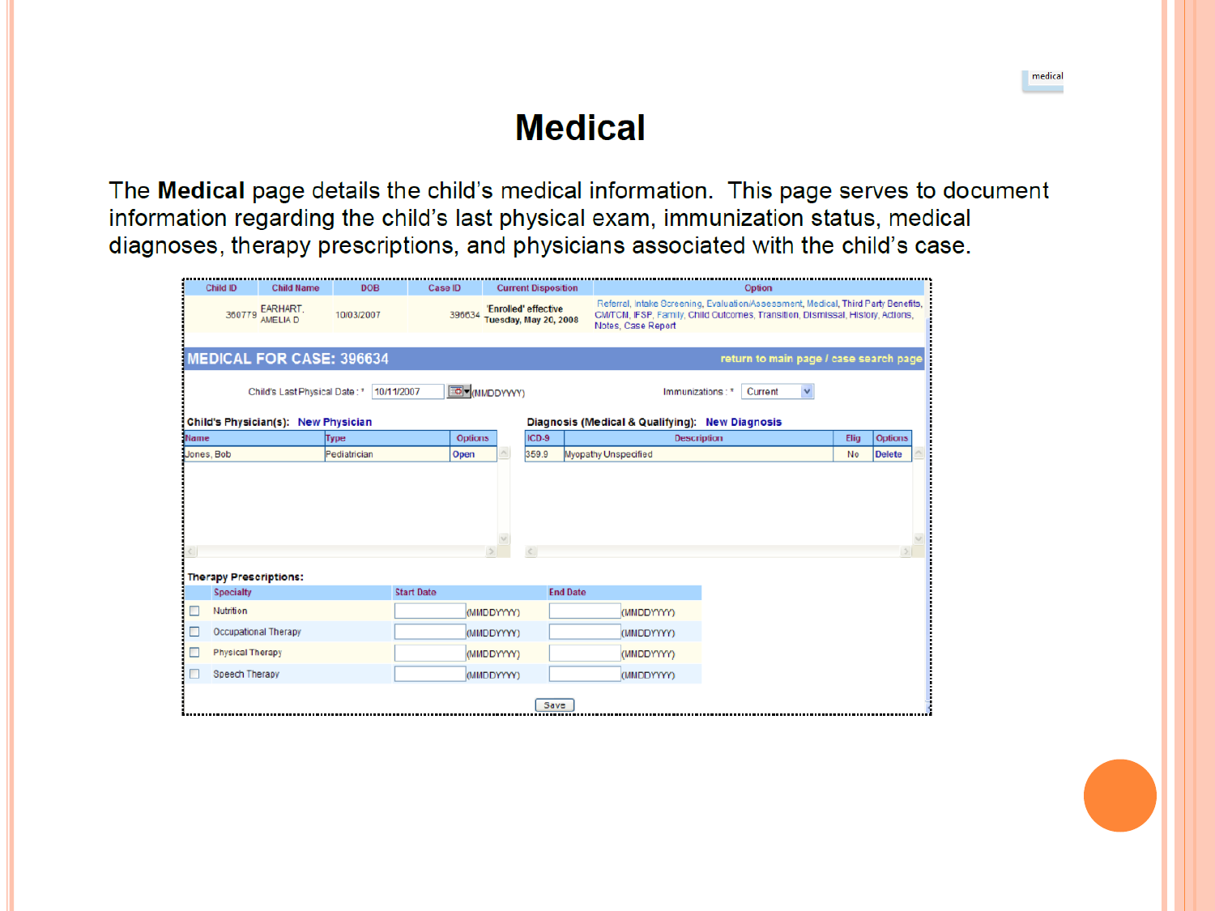medical

# Medical

The **Medical** page details the child's medical information. This page serves to document information regarding the child's last physical exam, immunization status, medical diagnoses, therapy prescriptions, and physicians associated with the child's case.

| Child ID | Child Name | DOB | Case ID | Current Disposition | Option |
|---|---|---|---|---|---|
| 360779 | EARHART, AMELIA D | 10/03/2007 | 396634 | 'Enrolled' effective Tuesday, May 20, 2008 | Referral, Intake Screening, Evaluation/Assessment, Medical, Third Party Benefits, CWTCM, IFSP, Family, Child Outcomes, Transition, Dismissal, History, Actions, Notes, Case Report |

**MEDICAL FOR CASE: 396634** — return to main page / case search page

Child's Last Physical Date : * 10/11/2007 (MMDDYYYY)

Immunizations : * Current

**Child's Physician(s):** New Physician

| Name | Type | Options |
|---|---|---|
| Jones, Bob | Pediatrician | Open |

**Diagnosis (Medical & Qualifying):** New Diagnosis

| ICD-9 | Description | Elig | Options |
|---|---|---|---|
| 359.9 | Myopathy Unspecified | No | Delete |

**Therapy Prescriptions:**

| Specialty | Start Date | End Date |
|---|---|---|
| Nutrition | (MMDDYYYY) | (MMDDYYYY) |
| Occupational Therapy | (MMDDYYYY) | (MMDDYYYY) |
| Physical Therapy | (MMDDYYYY) | (MMDDYYYY) |
| Speech Therapy | (MMDDYYYY) | (MMDDYYYY) |

Save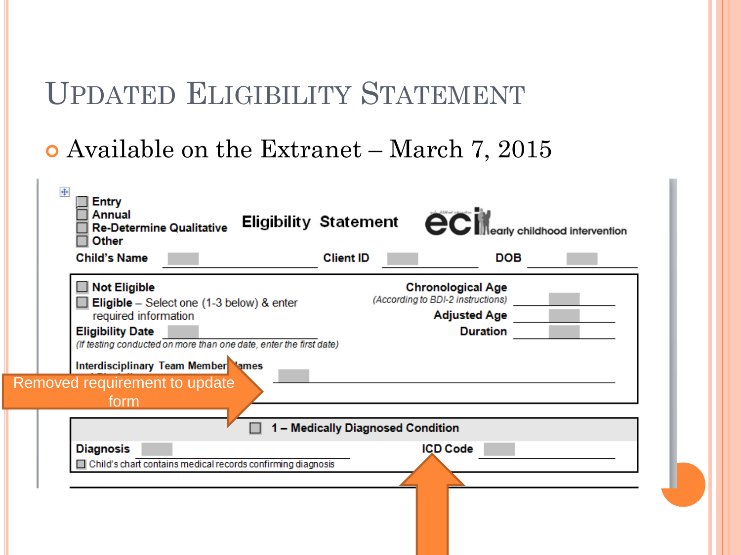# Updated Eligibility Statement

- Available on the Extranet – March 7, 2015

☐ Entry
☐ Annual
☐ Re-Determine Qualitative
☐ Other

**Eligibility Statement**

eci early childhood intervention

**Child's Name** ______ **Client ID** ______ **DOB** ______

☐ **Not Eligible**
☐ **Eligible** – Select one (1-3 below) & enter required information

**Eligibility Date** ______
*(If testing conducted on more than one date, enter the first date)*

**Chronological Age** ______
*(According to BDI-2 instructions)*
**Adjusted Age** ______
**Duration** ______

**Interdisciplinary Team Member Names** ______

Removed requirement to update form

☐ **1 – Medically Diagnosed Condition**

**Diagnosis** ______
☐ Child's chart contains medical records confirming diagnosis

**ICD Code** ______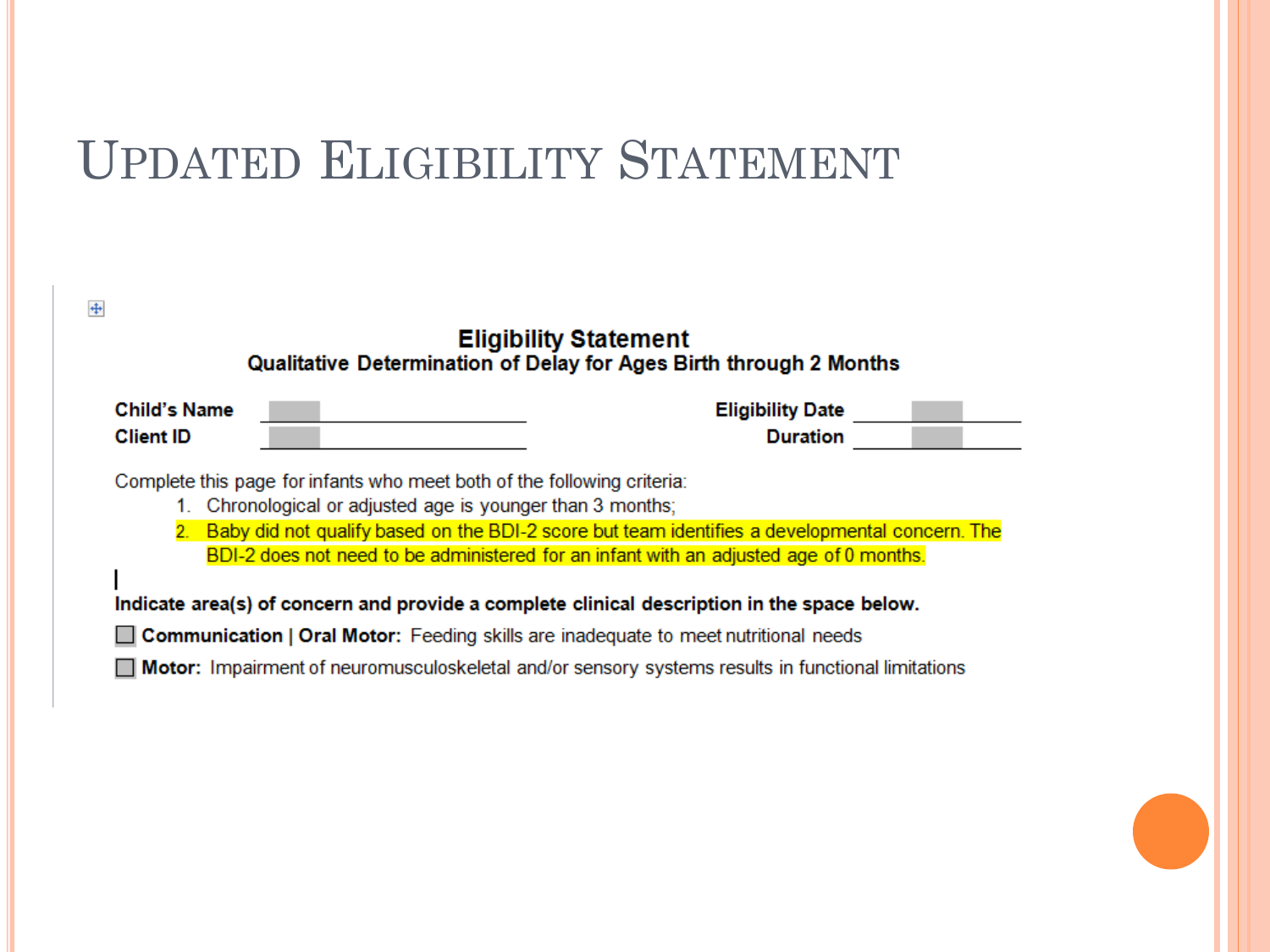# Updated Eligibility Statement

## Eligibility Statement

### Qualitative Determination of Delay for Ages Birth through 2 Months

**Child's Name** ____________________ **Eligibility Date** ____________

**Client ID** ____________________ **Duration** ____________

Complete this page for infants who meet both of the following criteria:

1. Chronological or adjusted age is younger than 3 months;
2. Baby did not qualify based on the BDI-2 score but team identifies a developmental concern. The BDI-2 does not need to be administered for an infant with an adjusted age of 0 months.

**Indicate area(s) of concern and provide a complete clinical description in the space below.**

☐ **Communication | Oral Motor:** Feeding skills are inadequate to meet nutritional needs

☐ **Motor:** Impairment of neuromusculoskeletal and/or sensory systems results in functional limitations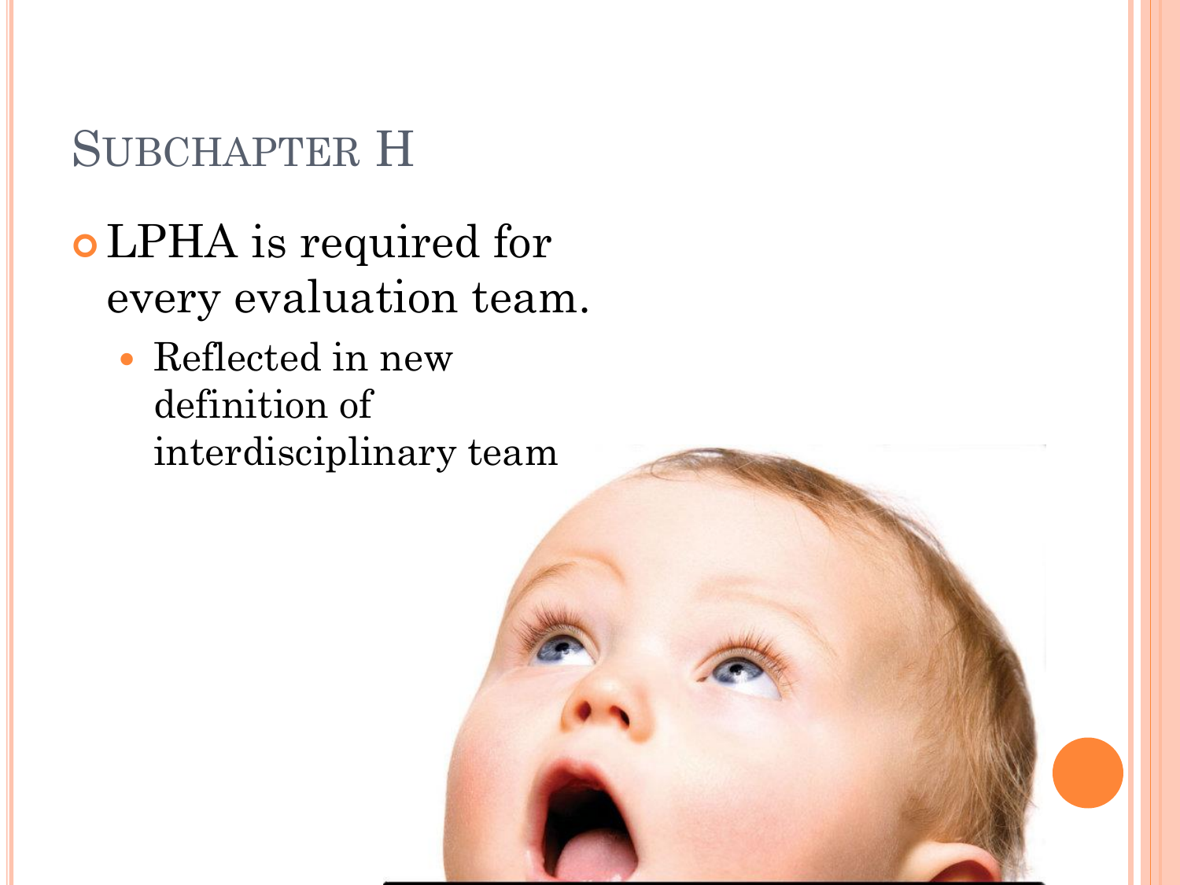# Subchapter H

- LPHA is required for every evaluation team.
  - Reflected in new definition of interdisciplinary team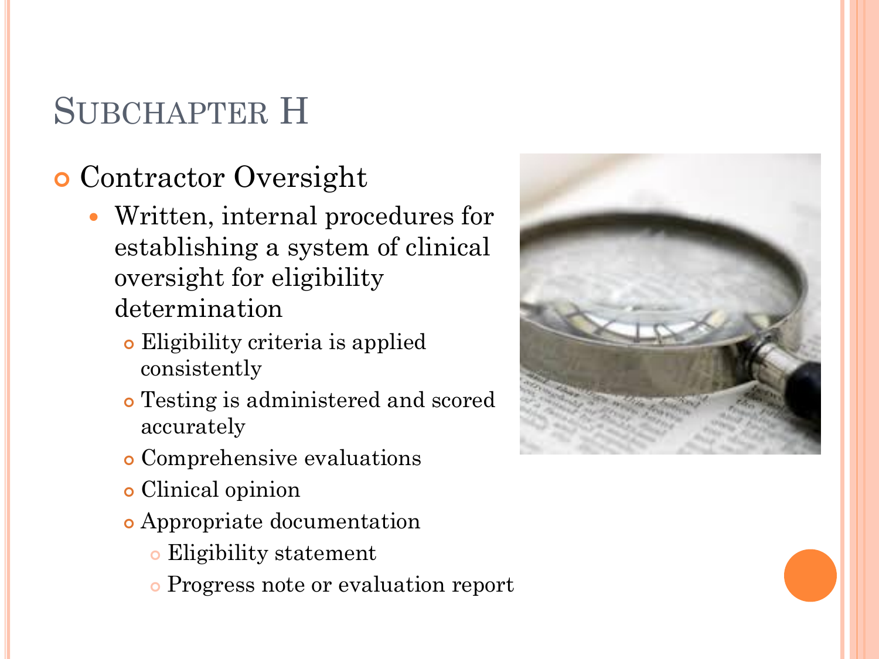# Subchapter H

- Contractor Oversight
  - Written, internal procedures for establishing a system of clinical oversight for eligibility determination
    - Eligibility criteria is applied consistently
    - Testing is administered and scored accurately
    - Comprehensive evaluations
    - Clinical opinion
    - Appropriate documentation
      - Eligibility statement
      - Progress note or evaluation report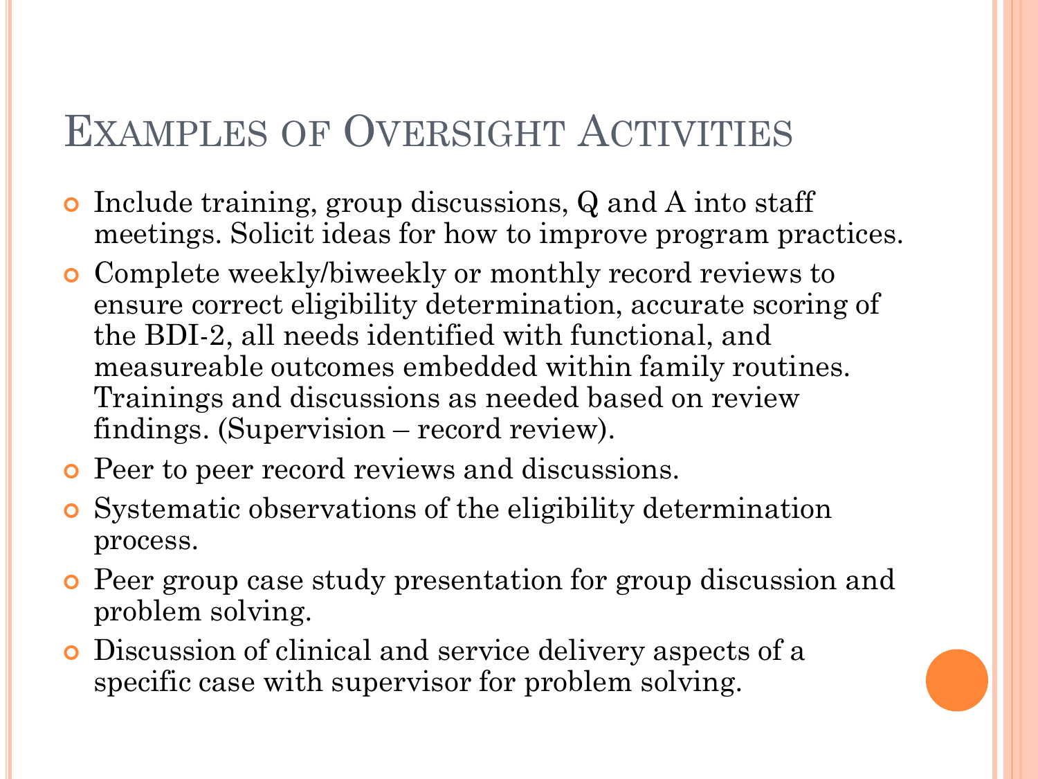# Examples of Oversight Activities

- Include training, group discussions, Q and A into staff meetings. Solicit ideas for how to improve program practices.
- Complete weekly/biweekly or monthly record reviews to ensure correct eligibility determination, accurate scoring of the BDI-2, all needs identified with functional, and measureable outcomes embedded within family routines. Trainings and discussions as needed based on review findings. (Supervision – record review).
- Peer to peer record reviews and discussions.
- Systematic observations of the eligibility determination process.
- Peer group case study presentation for group discussion and problem solving.
- Discussion of clinical and service delivery aspects of a specific case with supervisor for problem solving.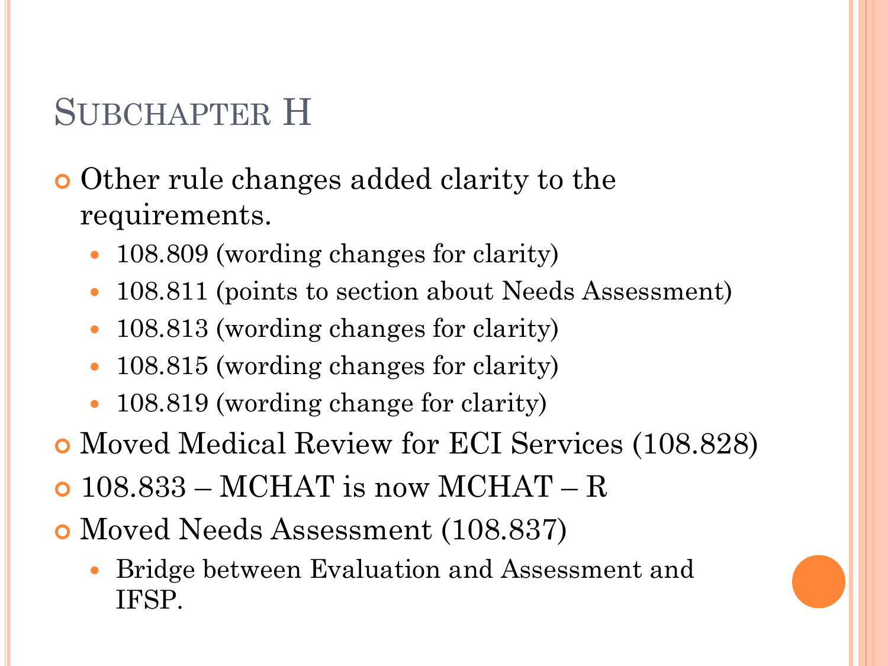# Subchapter H

- Other rule changes added clarity to the requirements.
  - 108.809 (wording changes for clarity)
  - 108.811 (points to section about Needs Assessment)
  - 108.813 (wording changes for clarity)
  - 108.815 (wording changes for clarity)
  - 108.819 (wording change for clarity)
- Moved Medical Review for ECI Services (108.828)
- 108.833 – MCHAT is now MCHAT – R
- Moved Needs Assessment (108.837)
  - Bridge between Evaluation and Assessment and IFSP.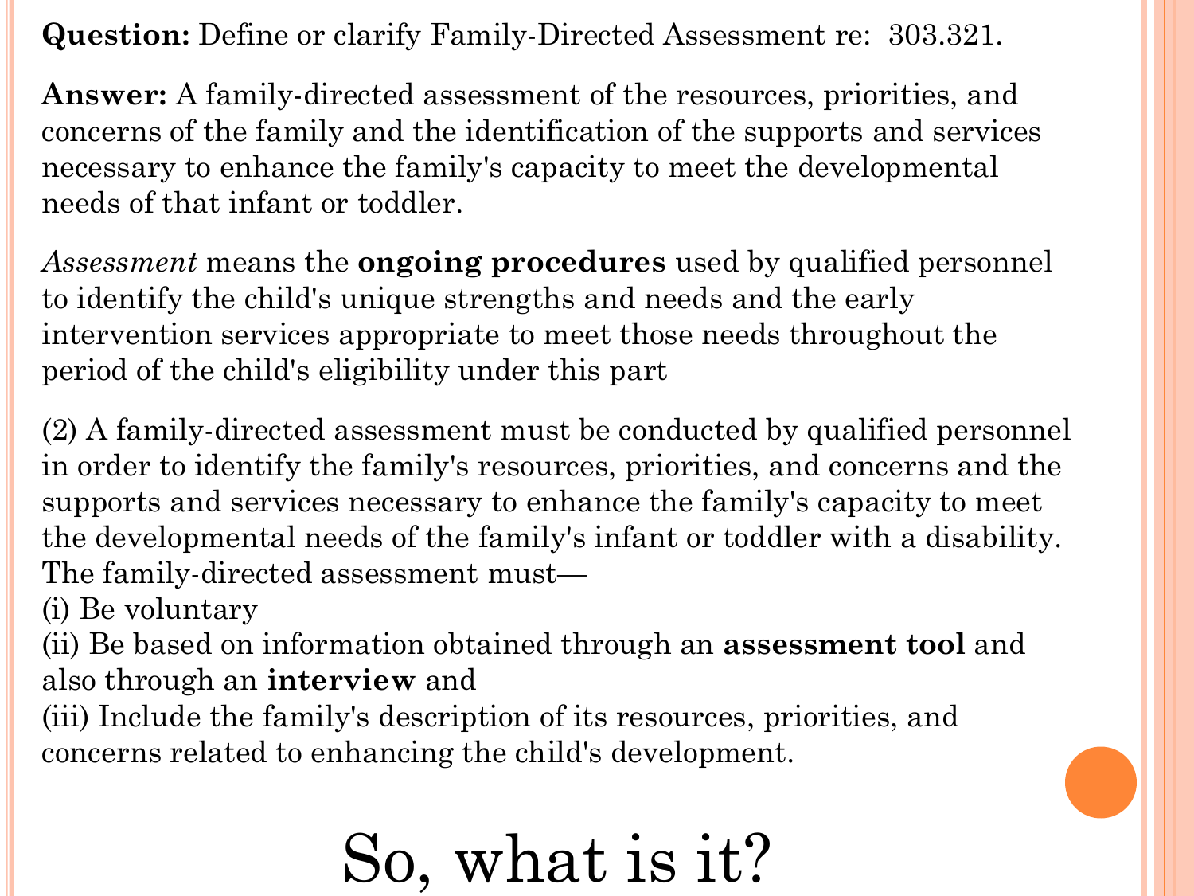**Question:** Define or clarify Family-Directed Assessment re: 303.321.

**Answer:** A family-directed assessment of the resources, priorities, and concerns of the family and the identification of the supports and services necessary to enhance the family's capacity to meet the developmental needs of that infant or toddler.

*Assessment* means the **ongoing procedures** used by qualified personnel to identify the child's unique strengths and needs and the early intervention services appropriate to meet those needs throughout the period of the child's eligibility under this part

(2) A family-directed assessment must be conducted by qualified personnel in order to identify the family's resources, priorities, and concerns and the supports and services necessary to enhance the family's capacity to meet the developmental needs of the family's infant or toddler with a disability. The family-directed assessment must—
(i) Be voluntary
(ii) Be based on information obtained through an **assessment tool** and also through an **interview** and
(iii) Include the family's description of its resources, priorities, and concerns related to enhancing the child's development.

# So, what is it?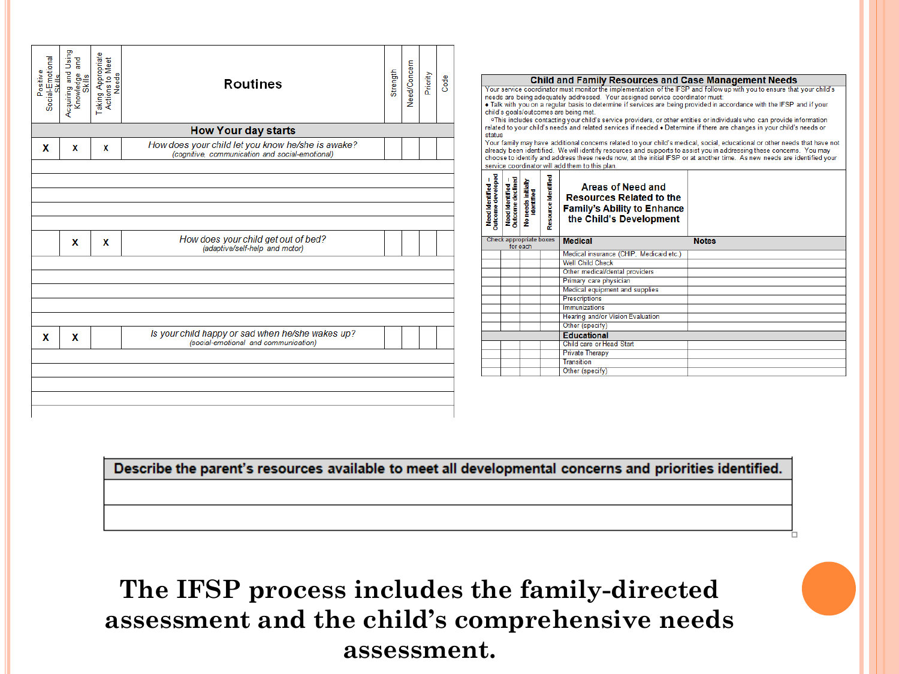| Positive Social-Emotional Skills | Acquiring and Using Knowledge and Skills | Taking Appropriate Actions to Meet Needs | Routines | Strength | Need/Concern | Priority | Code |
|---|---|---|---|---|---|---|---|
| | | | **How Your day starts** | | | | |
| X | X | X | *How does your child let you know he/she is awake?* (cognitive, communication and social-emotional) | | | | |
| | | | | | | | |
| | | | | | | | |
| | | | | | | | |
| | | | | | | | |
| | | | | | | | |
| | X | X | *How does your child get out of bed?* (adaptive/self-help and motor) | | | | |
| | | | | | | | |
| | | | | | | | |
| | | | | | | | |
| | | | | | | | |
| | | | | | | | |
| X | X | | *Is your child happy or sad when he/she wakes up?* (social-emotional and communication) | | | | |
| | | | | | | | |
| | | | | | | | |
| | | | | | | | |
| | | | | | | | |

**Child and Family Resources and Case Management Needs**

Your service coordinator must monitor the implementation of the IFSP and follow up with you to ensure that your child's needs are being adequately addressed. Your assigned service coordinator must:

- Talk with you on a regular basis to determine if services are being provided in accordance with the IFSP and if your child's goals/outcomes are being met.
  - This includes contacting your child's service providers, or other entities or individuals who can provide information related to your child's needs and related services if needed
- Determine if there are changes in your child's needs or status

Your family may have additional concerns related to your child's medical, social, educational or other needs that have not already been identified. We will identify resources and supports to assist you in addressing these concerns. You may choose to identify and address these needs now, at the initial IFSP or at another time. As new needs are identified your service coordinator will add them to this plan.

| Need identified – Outcome developed | Need identified – Outcome declined | No needs initially identified | Resource identified | Areas of Need and Resources Related to the Family's Ability to Enhance the Child's Development | |
|---|---|---|---|---|---|
| Check appropriate boxes for each | | | | **Medical** | **Notes** |
| | | | | Medical insurance (CHIP, Medicaid etc.) | |
| | | | | Well Child Check | |
| | | | | Other medical/dental providers | |
| | | | | Primary care physician | |
| | | | | Medical equipment and supplies | |
| | | | | Prescriptions | |
| | | | | Immunizations | |
| | | | | Hearing and/or Vision Evaluation | |
| | | | | Other (specify) | |
| | | | | **Educational** | |
| | | | | Child care or Head Start | |
| | | | | Private Therapy | |
| | | | | Transition | |
| | | | | Other (specify) | |

| Describe the parent's resources available to meet all developmental concerns and priorities identified. |
|---|
| |
| |

# The IFSP process includes the family-directed assessment and the child's comprehensive needs assessment.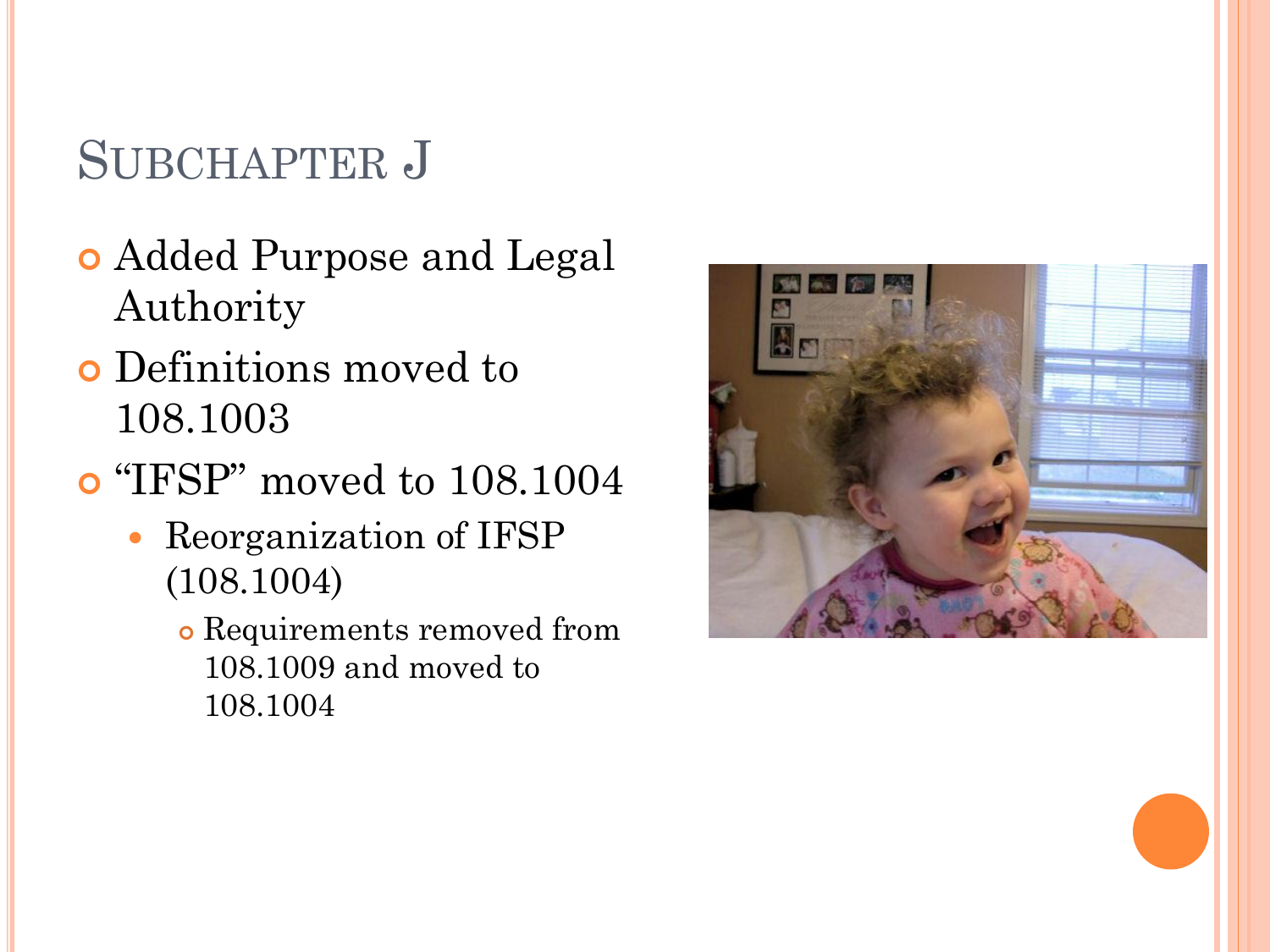# Subchapter J

- Added Purpose and Legal Authority
- Definitions moved to 108.1003
- "IFSP" moved to 108.1004
  - Reorganization of IFSP (108.1004)
    - Requirements removed from 108.1009 and moved to 108.1004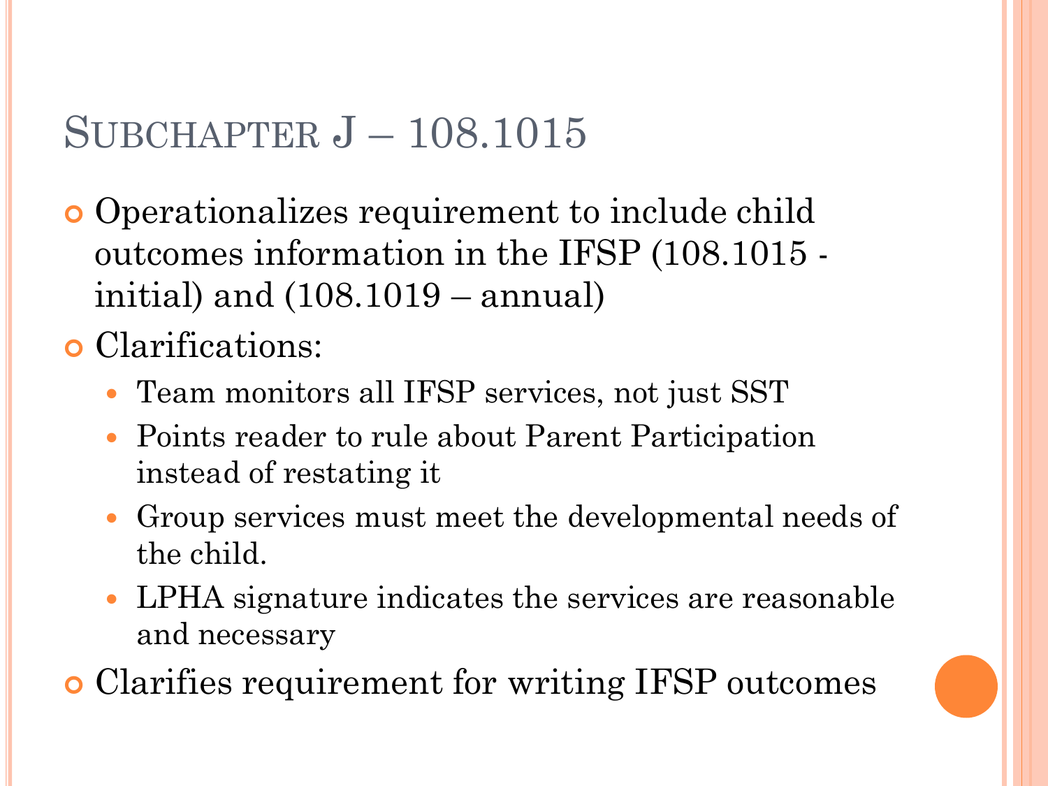# Subchapter J – 108.1015

- Operationalizes requirement to include child outcomes information in the IFSP (108.1015 - initial) and (108.1019 – annual)
- Clarifications:
  - Team monitors all IFSP services, not just SST
  - Points reader to rule about Parent Participation instead of restating it
  - Group services must meet the developmental needs of the child.
  - LPHA signature indicates the services are reasonable and necessary
- Clarifies requirement for writing IFSP outcomes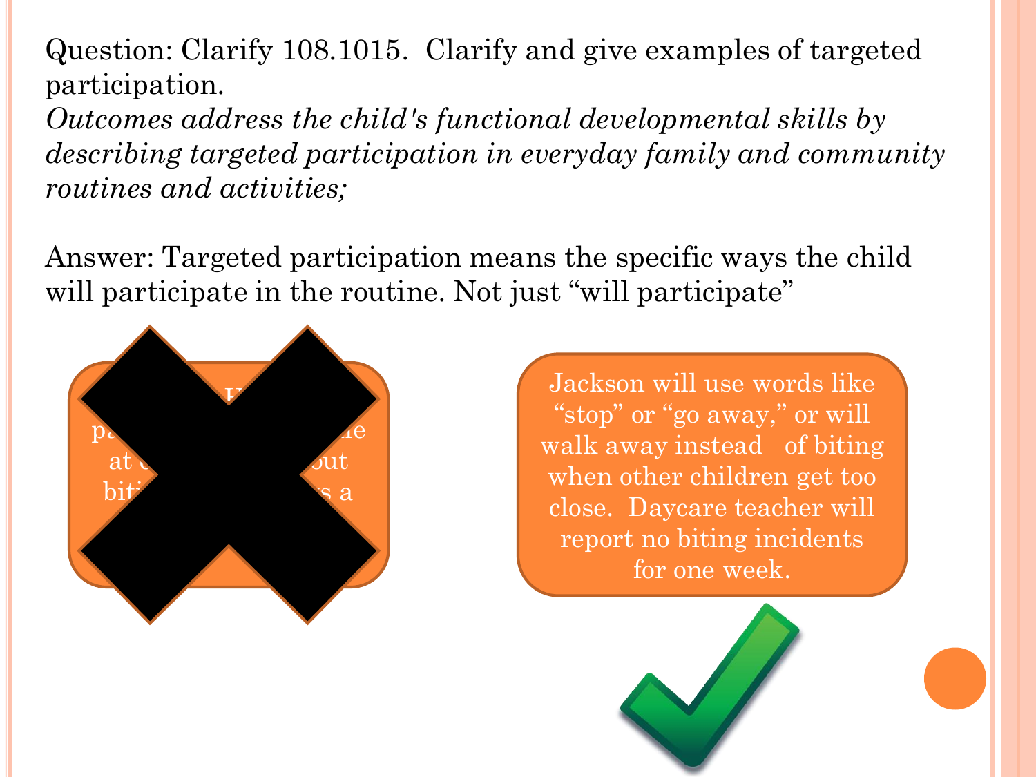Question: Clarify 108.1015. Clarify and give examples of targeted participation.

*Outcomes address the child's functional developmental skills by describing targeted participation in everyday family and community routines and activities;*

Answer: Targeted participation means the specific ways the child will participate in the routine. Not just "will participate"

Jackson will use words like "stop" or "go away," or will walk away instead of biting when other children get too close. Daycare teacher will report no biting incidents for one week.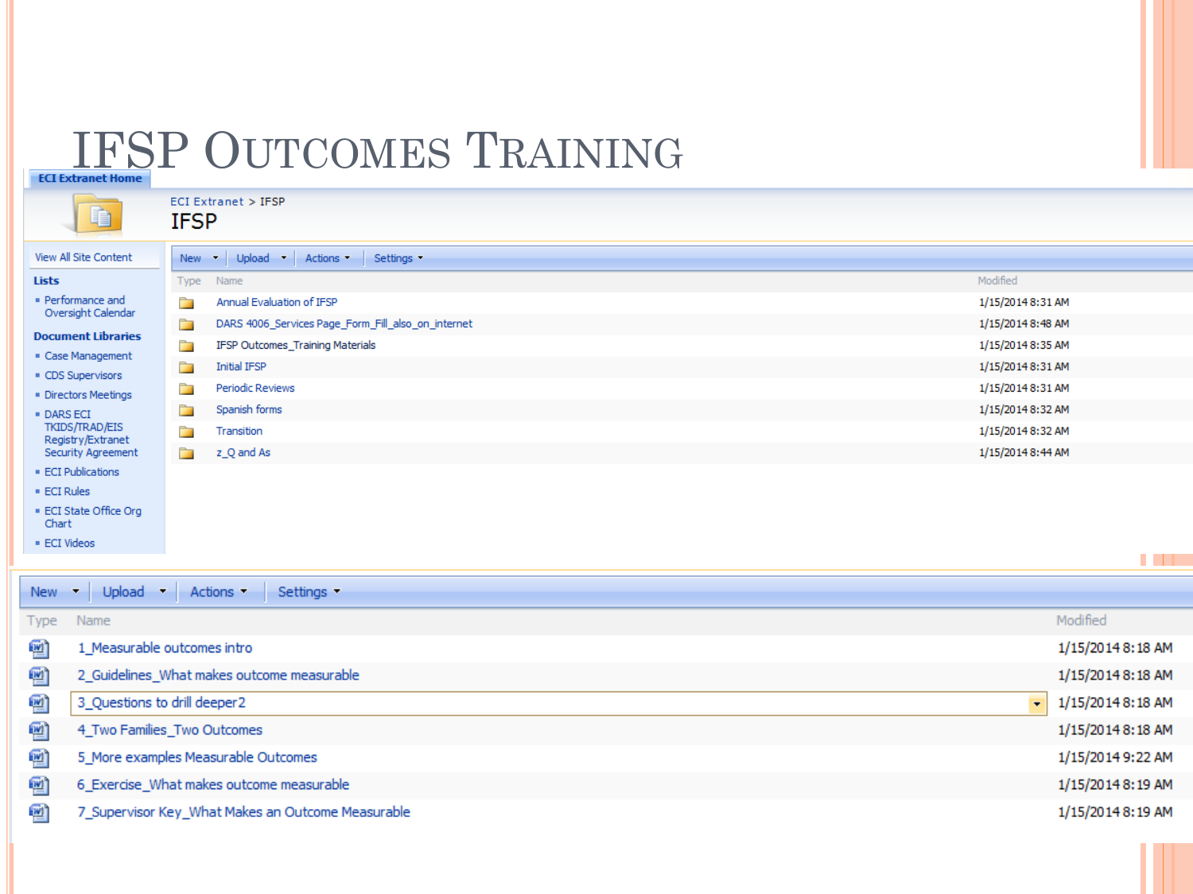# IFSP Outcomes Training

ECI Extranet Home

ECI Extranet > IFSP

## IFSP

View All Site Content

**Lists**

- Performance and Oversight Calendar

**Document Libraries**

- Case Management
- CDS Supervisors
- Directors Meetings
- DARS ECI TKIDS/TRAD/EIS Registry/Extranet Security Agreement
- ECI Publications
- ECI Rules
- ECI State Office Org Chart
- ECI Videos

New ▾ | Upload ▾ | Actions ▾ | Settings ▾

| Type | Name | Modified |
|---|---|---|
| | Annual Evaluation of IFSP | 1/15/2014 8:31 AM |
| | DARS 4006_Services Page_Form_Fill_also_on_internet | 1/15/2014 8:48 AM |
| | IFSP Outcomes_Training Materials | 1/15/2014 8:35 AM |
| | Initial IFSP | 1/15/2014 8:31 AM |
| | Periodic Reviews | 1/15/2014 8:31 AM |
| | Spanish forms | 1/15/2014 8:32 AM |
| | Transition | 1/15/2014 8:32 AM |
| | z_Q and As | 1/15/2014 8:44 AM |

New ▾ | Upload ▾ | Actions ▾ | Settings ▾

| Type | Name | Modified |
|---|---|---|
| | 1_Measurable outcomes intro | 1/15/2014 8:18 AM |
| | 2_Guidelines_What makes outcome measurable | 1/15/2014 8:18 AM |
| | 3_Questions to drill deeper2 | 1/15/2014 8:18 AM |
| | 4_Two Families_Two Outcomes | 1/15/2014 8:18 AM |
| | 5_More examples Measurable Outcomes | 1/15/2014 9:22 AM |
| | 6_Exercise_What makes outcome measurable | 1/15/2014 8:19 AM |
| | 7_Supervisor Key_What Makes an Outcome Measurable | 1/15/2014 8:19 AM |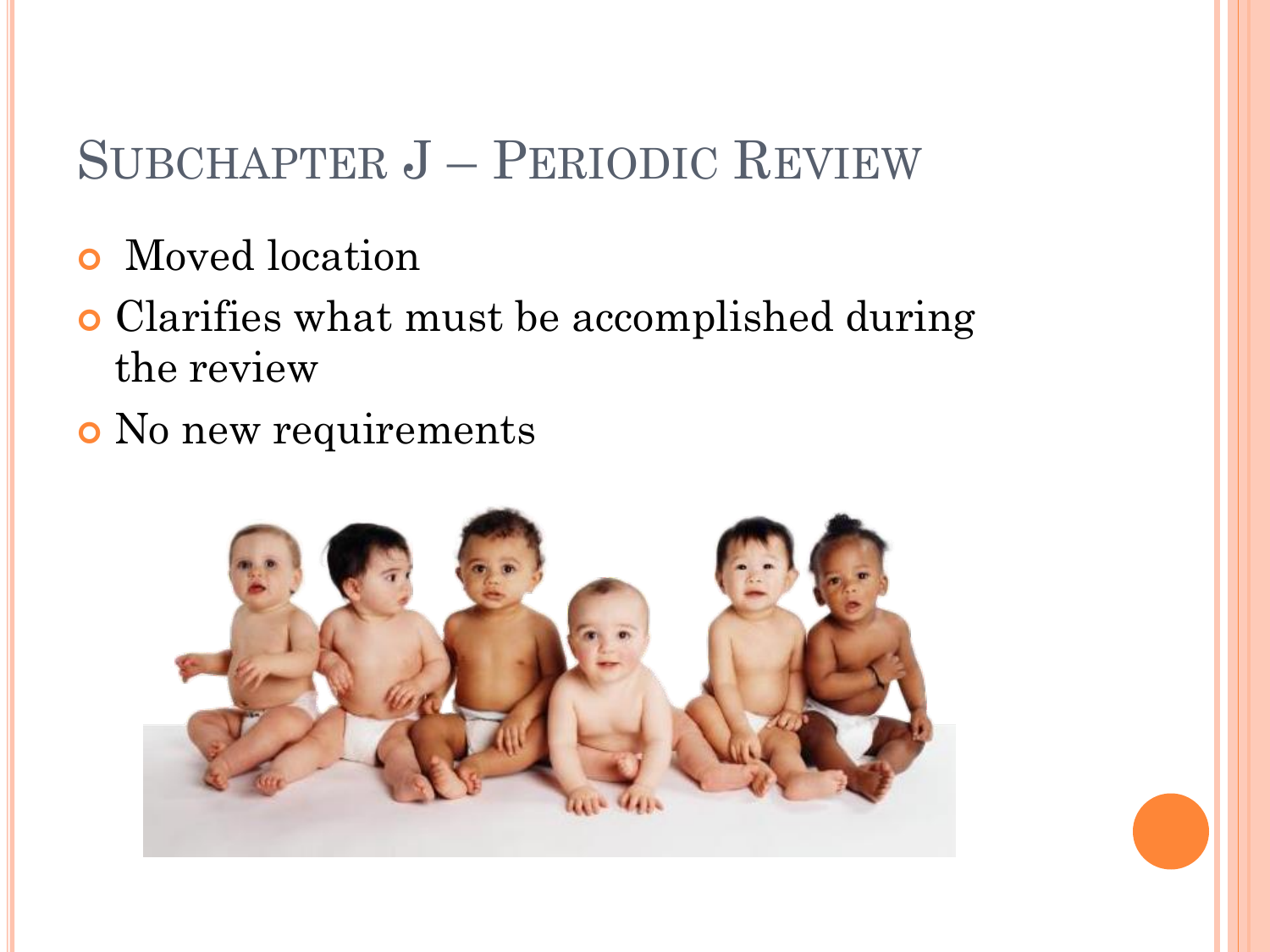# Subchapter J – Periodic Review

- Moved location
- Clarifies what must be accomplished during the review
- No new requirements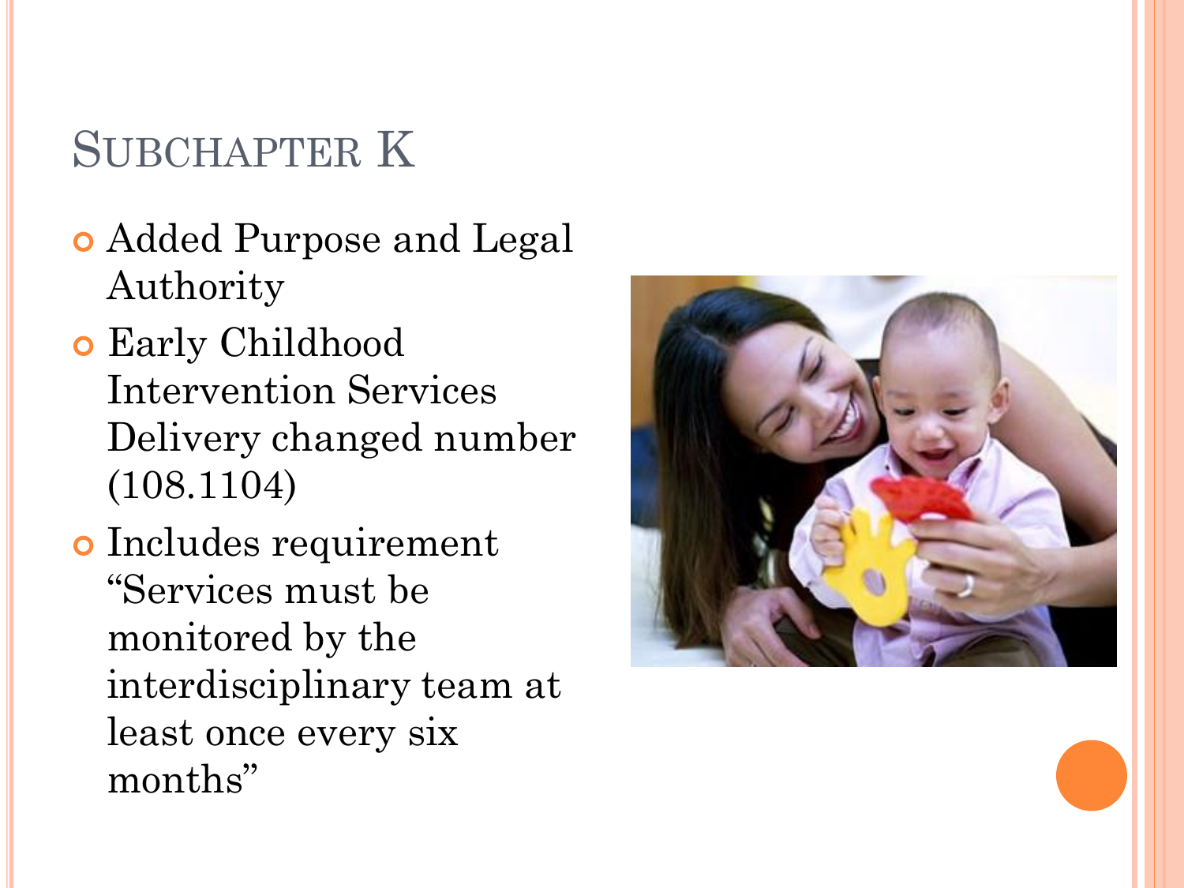# Subchapter K

- Added Purpose and Legal Authority
- Early Childhood Intervention Services Delivery changed number (108.1104)
- Includes requirement "Services must be monitored by the interdisciplinary team at least once every six months"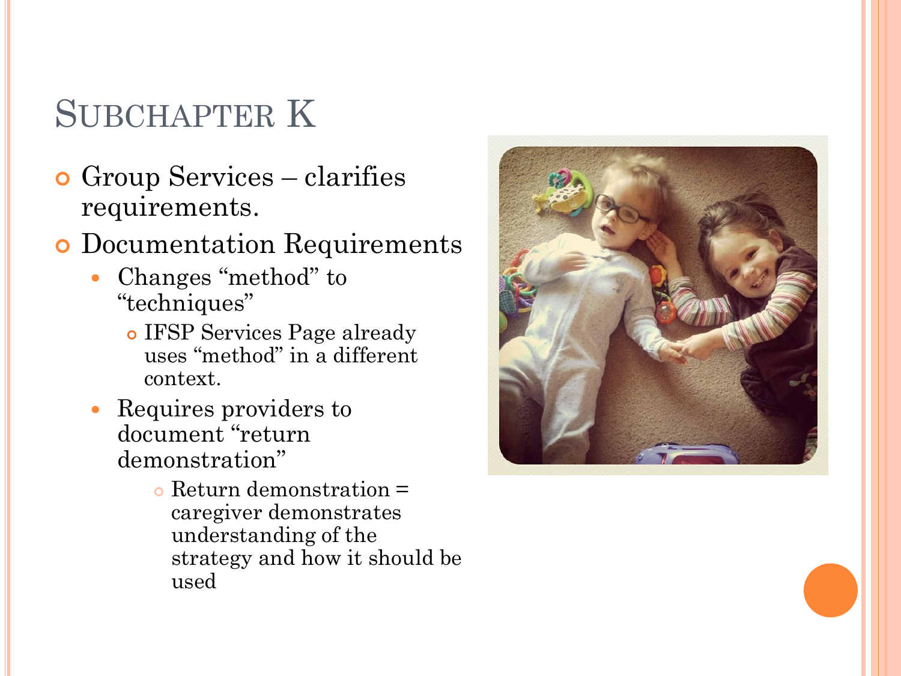# Subchapter K

- Group Services – clarifies requirements.
- Documentation Requirements
  - Changes "method" to "techniques"
    - IFSP Services Page already uses "method" in a different context.
  - Requires providers to document "return demonstration"
    - Return demonstration = caregiver demonstrates understanding of the strategy and how it should be used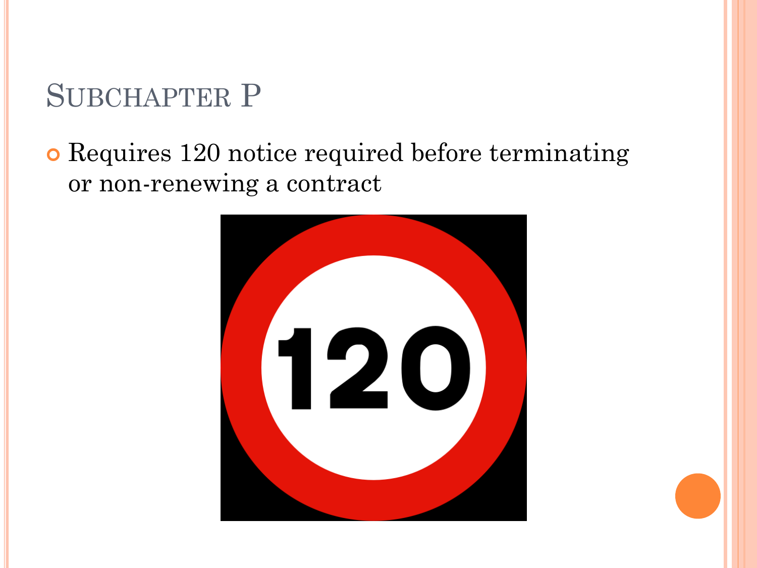# Subchapter P

- Requires 120 notice required before terminating or non-renewing a contract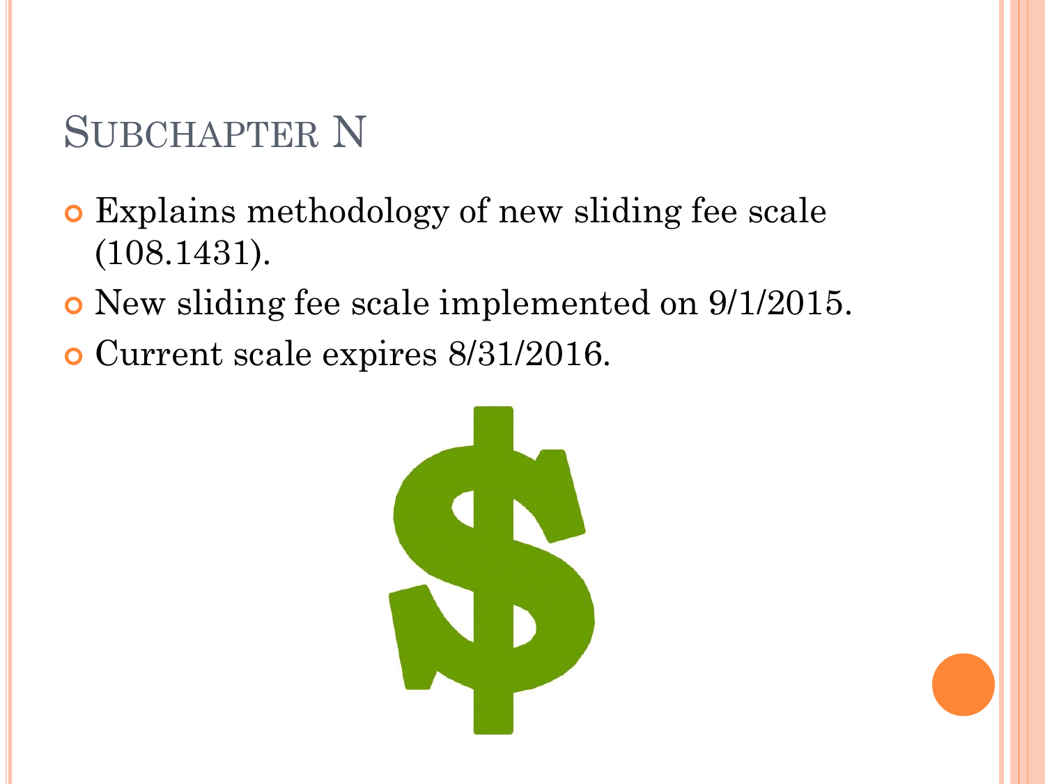# Subchapter N

- Explains methodology of new sliding fee scale (108.1431).
- New sliding fee scale implemented on 9/1/2015.
- Current scale expires 8/31/2016.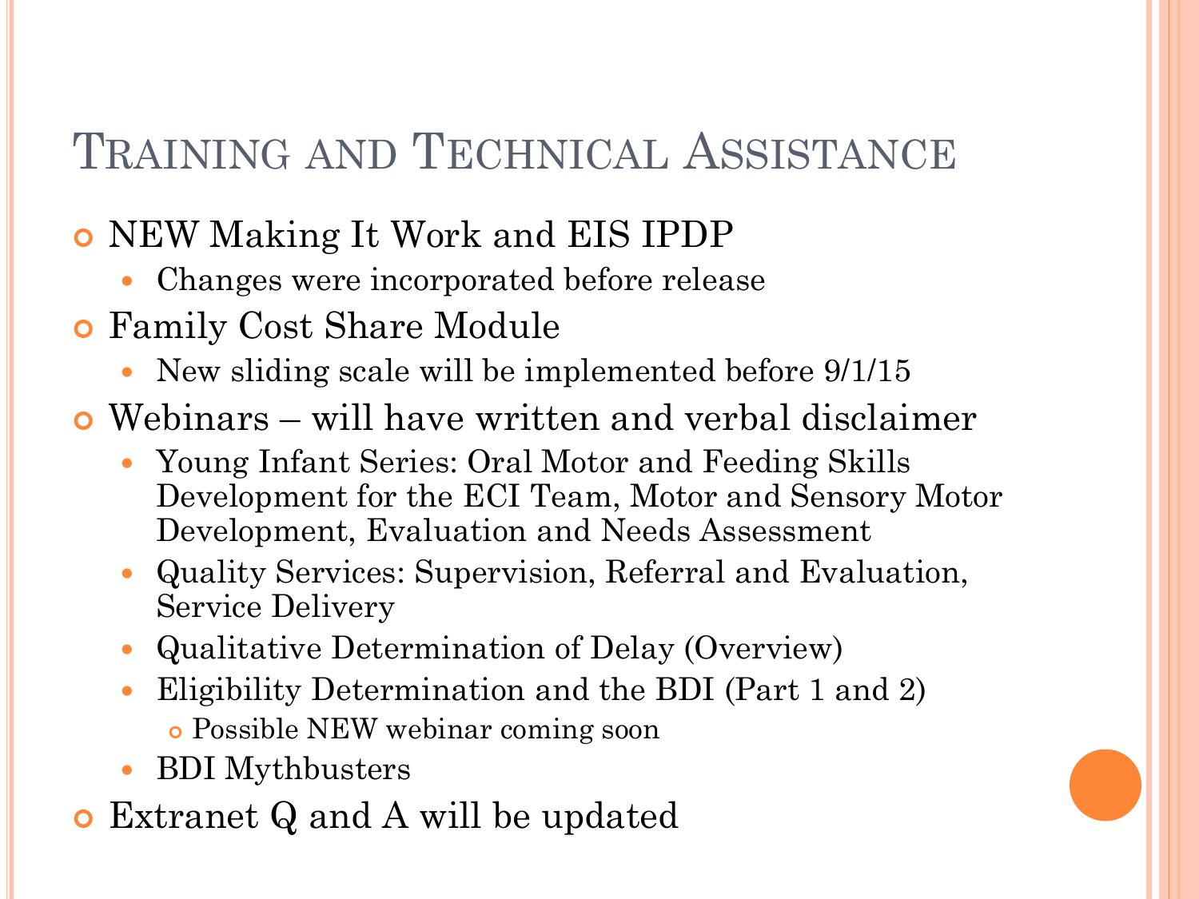# Training and Technical Assistance

- NEW Making It Work and EIS IPDP
  - Changes were incorporated before release
- Family Cost Share Module
  - New sliding scale will be implemented before 9/1/15
- Webinars – will have written and verbal disclaimer
  - Young Infant Series: Oral Motor and Feeding Skills Development for the ECI Team, Motor and Sensory Motor Development, Evaluation and Needs Assessment
  - Quality Services: Supervision, Referral and Evaluation, Service Delivery
  - Qualitative Determination of Delay (Overview)
  - Eligibility Determination and the BDI (Part 1 and 2)
    - Possible NEW webinar coming soon
  - BDI Mythbusters
- Extranet Q and A will be updated